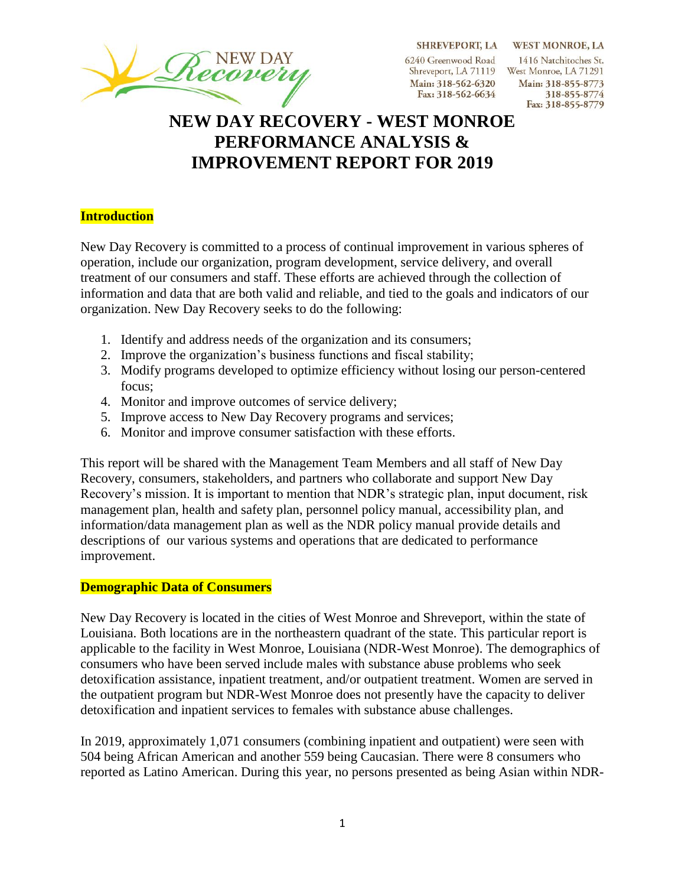SHREVEPORT, LA
6240 Greenwood Road
Shreveport, LA 71119
Main: 318-562-6320
Fax: 318-562-6634

WEST MONROE, LA
1416 Natchitoches St.
West Monroe, LA 71291
Main: 318-855-8773
318-855-8774
Fax: 318-855-8779

# NEW DAY RECOVERY - WEST MONROE PERFORMANCE ANALYSIS & IMPROVEMENT REPORT FOR 2019

## Introduction

New Day Recovery is committed to a process of continual improvement in various spheres of operation, include our organization, program development, service delivery, and overall treatment of our consumers and staff. These efforts are achieved through the collection of information and data that are both valid and reliable, and tied to the goals and indicators of our organization. New Day Recovery seeks to do the following:

1. Identify and address needs of the organization and its consumers;
2. Improve the organization's business functions and fiscal stability;
3. Modify programs developed to optimize efficiency without losing our person-centered focus;
4. Monitor and improve outcomes of service delivery;
5. Improve access to New Day Recovery programs and services;
6. Monitor and improve consumer satisfaction with these efforts.

This report will be shared with the Management Team Members and all staff of New Day Recovery, consumers, stakeholders, and partners who collaborate and support New Day Recovery's mission. It is important to mention that NDR's strategic plan, input document, risk management plan, health and safety plan, personnel policy manual, accessibility plan, and information/data management plan as well as the NDR policy manual provide details and descriptions of our various systems and operations that are dedicated to performance improvement.

## Demographic Data of Consumers

New Day Recovery is located in the cities of West Monroe and Shreveport, within the state of Louisiana. Both locations are in the northeastern quadrant of the state. This particular report is applicable to the facility in West Monroe, Louisiana (NDR-West Monroe). The demographics of consumers who have been served include males with substance abuse problems who seek detoxification assistance, inpatient treatment, and/or outpatient treatment. Women are served in the outpatient program but NDR-West Monroe does not presently have the capacity to deliver detoxification and inpatient services to females with substance abuse challenges.

In 2019, approximately 1,071 consumers (combining inpatient and outpatient) were seen with 504 being African American and another 559 being Caucasian. There were 8 consumers who reported as Latino American. During this year, no persons presented as being Asian within NDR-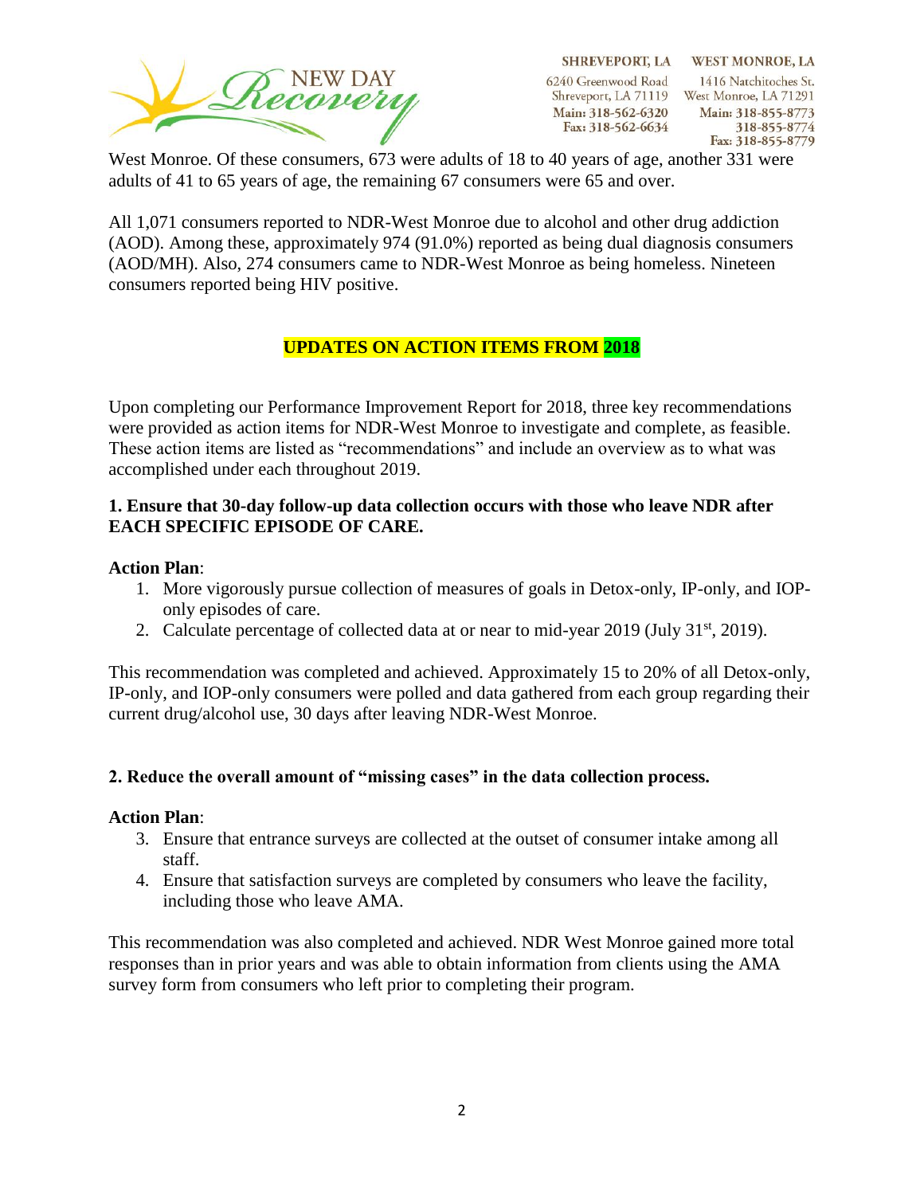West Monroe. Of these consumers, 673 were adults of 18 to 40 years of age, another 331 were adults of 41 to 65 years of age, the remaining 67 consumers were 65 and over.

All 1,071 consumers reported to NDR-West Monroe due to alcohol and other drug addiction (AOD). Among these, approximately 974 (91.0%) reported as being dual diagnosis consumers (AOD/MH). Also, 274 consumers came to NDR-West Monroe as being homeless. Nineteen consumers reported being HIV positive.

## UPDATES ON ACTION ITEMS FROM 2018

Upon completing our Performance Improvement Report for 2018, three key recommendations were provided as action items for NDR-West Monroe to investigate and complete, as feasible. These action items are listed as "recommendations" and include an overview as to what was accomplished under each throughout 2019.

**1. Ensure that 30-day follow-up data collection occurs with those who leave NDR after EACH SPECIFIC EPISODE OF CARE.**

**Action Plan**:

1. More vigorously pursue collection of measures of goals in Detox-only, IP-only, and IOP-only episodes of care.
2. Calculate percentage of collected data at or near to mid-year 2019 (July 31st, 2019).

This recommendation was completed and achieved. Approximately 15 to 20% of all Detox-only, IP-only, and IOP-only consumers were polled and data gathered from each group regarding their current drug/alcohol use, 30 days after leaving NDR-West Monroe.

**2. Reduce the overall amount of "missing cases" in the data collection process.**

**Action Plan**:

3. Ensure that entrance surveys are collected at the outset of consumer intake among all staff.
4. Ensure that satisfaction surveys are completed by consumers who leave the facility, including those who leave AMA.

This recommendation was also completed and achieved. NDR West Monroe gained more total responses than in prior years and was able to obtain information from clients using the AMA survey form from consumers who left prior to completing their program.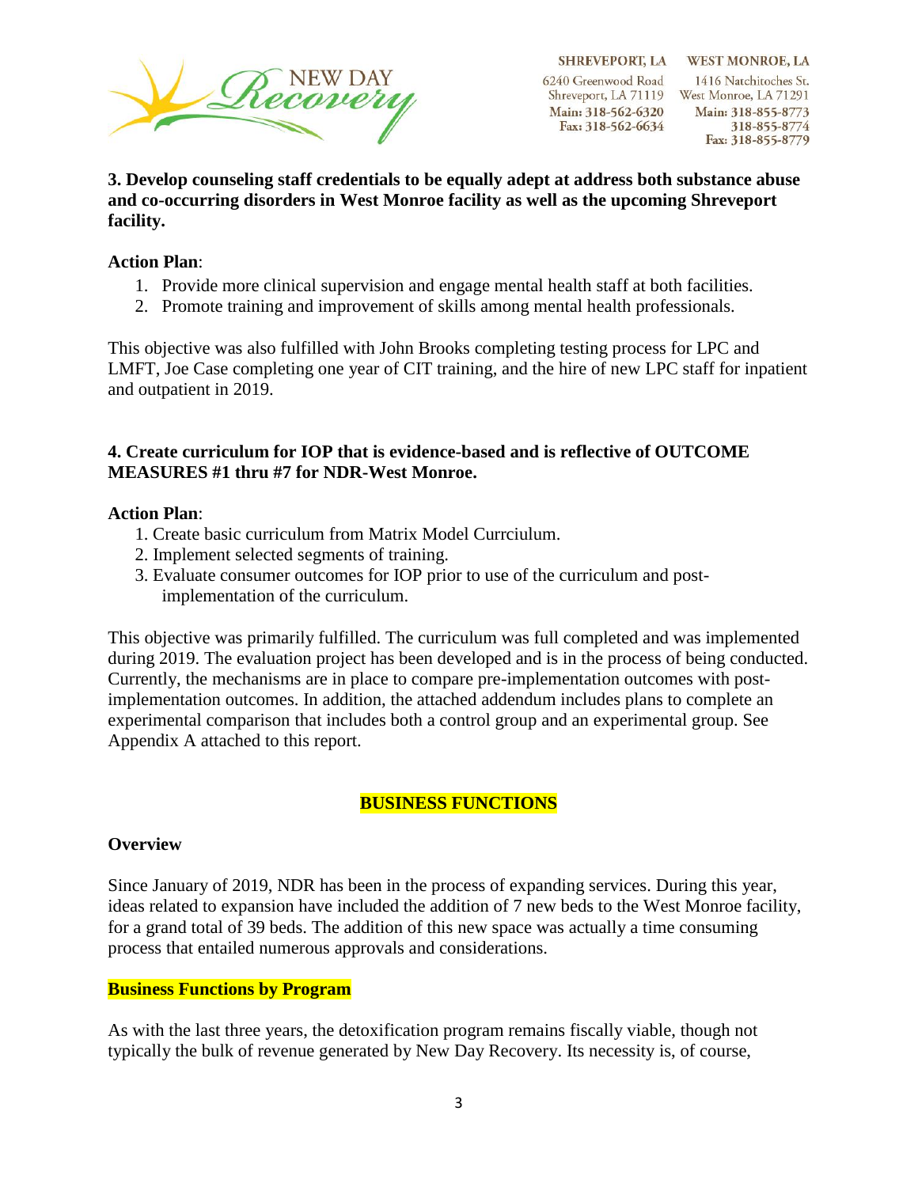**3. Develop counseling staff credentials to be equally adept at address both substance abuse and co-occurring disorders in West Monroe facility as well as the upcoming Shreveport facility.**

**Action Plan**:

1. Provide more clinical supervision and engage mental health staff at both facilities.
2. Promote training and improvement of skills among mental health professionals.

This objective was also fulfilled with John Brooks completing testing process for LPC and LMFT, Joe Case completing one year of CIT training, and the hire of new LPC staff for inpatient and outpatient in 2019.

**4. Create curriculum for IOP that is evidence-based and is reflective of OUTCOME MEASURES #1 thru #7 for NDR-West Monroe.**

**Action Plan**:

1. Create basic curriculum from Matrix Model Currciulum.
2. Implement selected segments of training.
3. Evaluate consumer outcomes for IOP prior to use of the curriculum and post-implementation of the curriculum.

This objective was primarily fulfilled. The curriculum was full completed and was implemented during 2019. The evaluation project has been developed and is in the process of being conducted. Currently, the mechanisms are in place to compare pre-implementation outcomes with post-implementation outcomes. In addition, the attached addendum includes plans to complete an experimental comparison that includes both a control group and an experimental group. See Appendix A attached to this report.

## BUSINESS FUNCTIONS

### Overview

Since January of 2019, NDR has been in the process of expanding services. During this year, ideas related to expansion have included the addition of 7 new beds to the West Monroe facility, for a grand total of 39 beds. The addition of this new space was actually a time consuming process that entailed numerous approvals and considerations.

### Business Functions by Program

As with the last three years, the detoxification program remains fiscally viable, though not typically the bulk of revenue generated by New Day Recovery. Its necessity is, of course,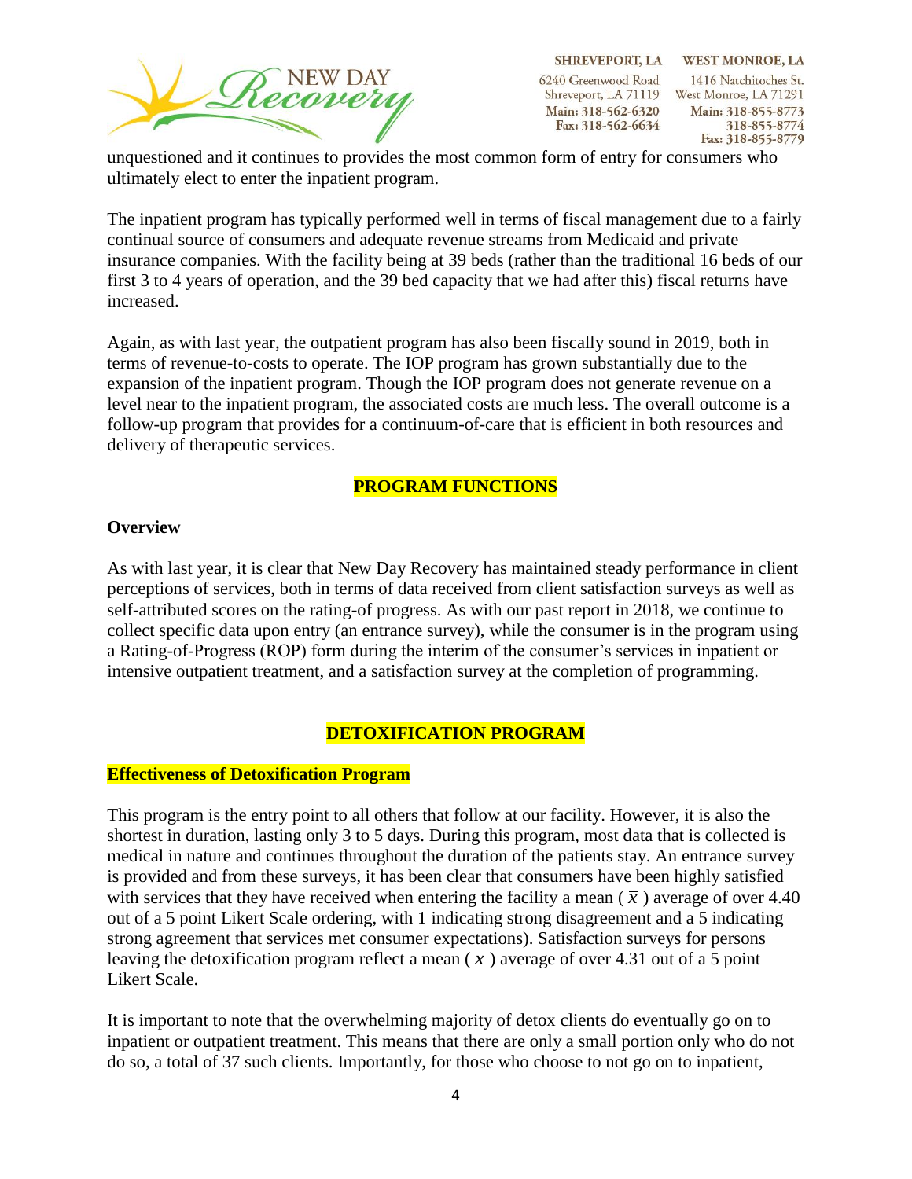unquestioned and it continues to provides the most common form of entry for consumers who ultimately elect to enter the inpatient program.

The inpatient program has typically performed well in terms of fiscal management due to a fairly continual source of consumers and adequate revenue streams from Medicaid and private insurance companies. With the facility being at 39 beds (rather than the traditional 16 beds of our first 3 to 4 years of operation, and the 39 bed capacity that we had after this) fiscal returns have increased.

Again, as with last year, the outpatient program has also been fiscally sound in 2019, both in terms of revenue-to-costs to operate. The IOP program has grown substantially due to the expansion of the inpatient program. Though the IOP program does not generate revenue on a level near to the inpatient program, the associated costs are much less. The overall outcome is a follow-up program that provides for a continuum-of-care that is efficient in both resources and delivery of therapeutic services.

## PROGRAM FUNCTIONS

### Overview

As with last year, it is clear that New Day Recovery has maintained steady performance in client perceptions of services, both in terms of data received from client satisfaction surveys as well as self-attributed scores on the rating-of progress. As with our past report in 2018, we continue to collect specific data upon entry (an entrance survey), while the consumer is in the program using a Rating-of-Progress (ROP) form during the interim of the consumer's services in inpatient or intensive outpatient treatment, and a satisfaction survey at the completion of programming.

## DETOXIFICATION PROGRAM

### Effectiveness of Detoxification Program

This program is the entry point to all others that follow at our facility. However, it is also the shortest in duration, lasting only 3 to 5 days. During this program, most data that is collected is medical in nature and continues throughout the duration of the patients stay. An entrance survey is provided and from these surveys, it has been clear that consumers have been highly satisfied with services that they have received when entering the facility a mean ( $\bar{x}$ ) average of over 4.40 out of a 5 point Likert Scale ordering, with 1 indicating strong disagreement and a 5 indicating strong agreement that services met consumer expectations). Satisfaction surveys for persons leaving the detoxification program reflect a mean ( $\bar{x}$ ) average of over 4.31 out of a 5 point Likert Scale.

It is important to note that the overwhelming majority of detox clients do eventually go on to inpatient or outpatient treatment. This means that there are only a small portion only who do not do so, a total of 37 such clients. Importantly, for those who choose to not go on to inpatient,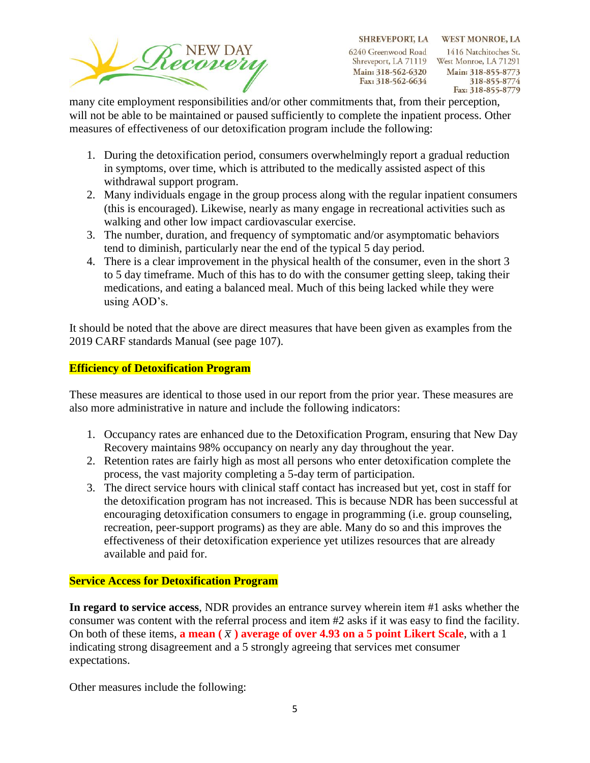many cite employment responsibilities and/or other commitments that, from their perception, will not be able to be maintained or paused sufficiently to complete the inpatient process. Other measures of effectiveness of our detoxification program include the following:

1. During the detoxification period, consumers overwhelmingly report a gradual reduction in symptoms, over time, which is attributed to the medically assisted aspect of this withdrawal support program.
2. Many individuals engage in the group process along with the regular inpatient consumers (this is encouraged). Likewise, nearly as many engage in recreational activities such as walking and other low impact cardiovascular exercise.
3. The number, duration, and frequency of symptomatic and/or asymptomatic behaviors tend to diminish, particularly near the end of the typical 5 day period.
4. There is a clear improvement in the physical health of the consumer, even in the short 3 to 5 day timeframe. Much of this has to do with the consumer getting sleep, taking their medications, and eating a balanced meal. Much of this being lacked while they were using AOD's.

It should be noted that the above are direct measures that have been given as examples from the 2019 CARF standards Manual (see page 107).

**Efficiency of Detoxification Program**

These measures are identical to those used in our report from the prior year. These measures are also more administrative in nature and include the following indicators:

1. Occupancy rates are enhanced due to the Detoxification Program, ensuring that New Day Recovery maintains 98% occupancy on nearly any day throughout the year.
2. Retention rates are fairly high as most all persons who enter detoxification complete the process, the vast majority completing a 5-day term of participation.
3. The direct service hours with clinical staff contact has increased but yet, cost in staff for the detoxification program has not increased. This is because NDR has been successful at encouraging detoxification consumers to engage in programming (i.e. group counseling, recreation, peer-support programs) as they are able. Many do so and this improves the effectiveness of their detoxification experience yet utilizes resources that are already available and paid for.

**Service Access for Detoxification Program**

**In regard to service access**, NDR provides an entrance survey wherein item #1 asks whether the consumer was content with the referral process and item #2 asks if it was easy to find the facility. On both of these items, **a mean ( $\bar{x}$ ) average of over 4.93 on a 5 point Likert Scale**, with a 1 indicating strong disagreement and a 5 strongly agreeing that services met consumer expectations.

Other measures include the following: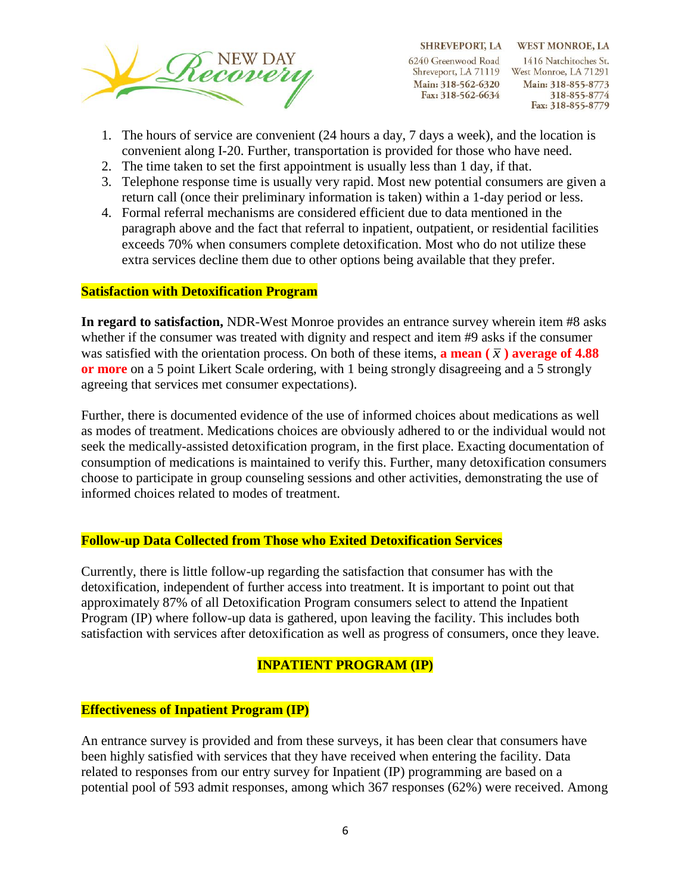1. The hours of service are convenient (24 hours a day, 7 days a week), and the location is convenient along I-20. Further, transportation is provided for those who have need.
2. The time taken to set the first appointment is usually less than 1 day, if that.
3. Telephone response time is usually very rapid. Most new potential consumers are given a return call (once their preliminary information is taken) within a 1-day period or less.
4. Formal referral mechanisms are considered efficient due to data mentioned in the paragraph above and the fact that referral to inpatient, outpatient, or residential facilities exceeds 70% when consumers complete detoxification. Most who do not utilize these extra services decline them due to other options being available that they prefer.

### Satisfaction with Detoxification Program

**In regard to satisfaction,** NDR-West Monroe provides an entrance survey wherein item #8 asks whether if the consumer was treated with dignity and respect and item #9 asks if the consumer was satisfied with the orientation process. On both of these items, **a mean ( $\bar{x}$ ) average of 4.88 or more** on a 5 point Likert Scale ordering, with 1 being strongly disagreeing and a 5 strongly agreeing that services met consumer expectations).

Further, there is documented evidence of the use of informed choices about medications as well as modes of treatment. Medications choices are obviously adhered to or the individual would not seek the medically-assisted detoxification program, in the first place. Exacting documentation of consumption of medications is maintained to verify this. Further, many detoxification consumers choose to participate in group counseling sessions and other activities, demonstrating the use of informed choices related to modes of treatment.

### Follow-up Data Collected from Those who Exited Detoxification Services

Currently, there is little follow-up regarding the satisfaction that consumer has with the detoxification, independent of further access into treatment. It is important to point out that approximately 87% of all Detoxification Program consumers select to attend the Inpatient Program (IP) where follow-up data is gathered, upon leaving the facility. This includes both satisfaction with services after detoxification as well as progress of consumers, once they leave.

## INPATIENT PROGRAM (IP)

### Effectiveness of Inpatient Program (IP)

An entrance survey is provided and from these surveys, it has been clear that consumers have been highly satisfied with services that they have received when entering the facility. Data related to responses from our entry survey for Inpatient (IP) programming are based on a potential pool of 593 admit responses, among which 367 responses (62%) were received. Among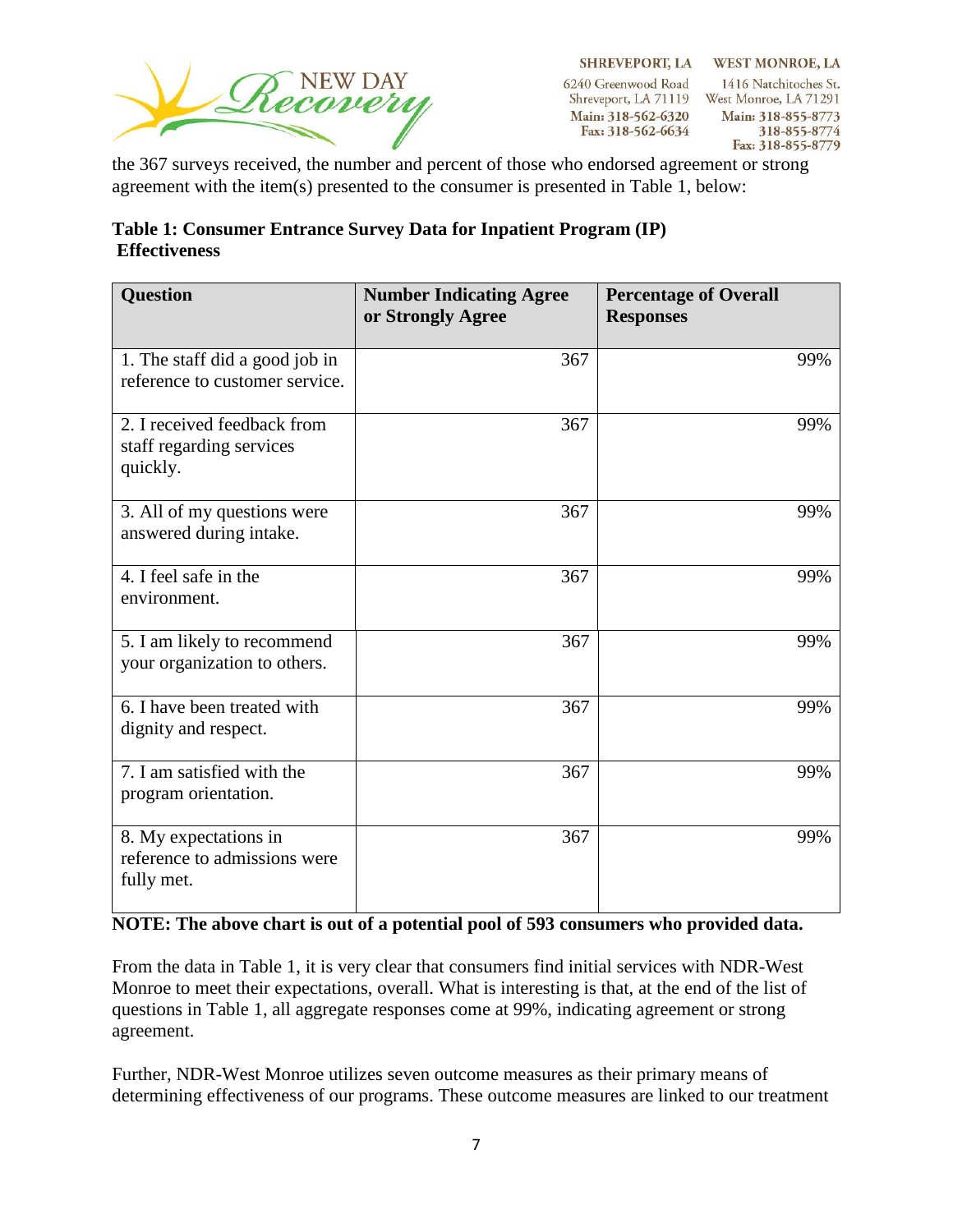the 367 surveys received, the number and percent of those who endorsed agreement or strong agreement with the item(s) presented to the consumer is presented in Table 1, below:

**Table 1: Consumer Entrance Survey Data for Inpatient Program (IP) Effectiveness**

| Question | Number Indicating Agree or Strongly Agree | Percentage of Overall Responses |
|---|---|---|
| 1. The staff did a good job in reference to customer service. | 367 | 99% |
| 2. I received feedback from staff regarding services quickly. | 367 | 99% |
| 3. All of my questions were answered during intake. | 367 | 99% |
| 4. I feel safe in the environment. | 367 | 99% |
| 5. I am likely to recommend your organization to others. | 367 | 99% |
| 6. I have been treated with dignity and respect. | 367 | 99% |
| 7. I am satisfied with the program orientation. | 367 | 99% |
| 8. My expectations in reference to admissions were fully met. | 367 | 99% |

**NOTE: The above chart is out of a potential pool of 593 consumers who provided data.**

From the data in Table 1, it is very clear that consumers find initial services with NDR-West Monroe to meet their expectations, overall. What is interesting is that, at the end of the list of questions in Table 1, all aggregate responses come at 99%, indicating agreement or strong agreement.

Further, NDR-West Monroe utilizes seven outcome measures as their primary means of determining effectiveness of our programs. These outcome measures are linked to our treatment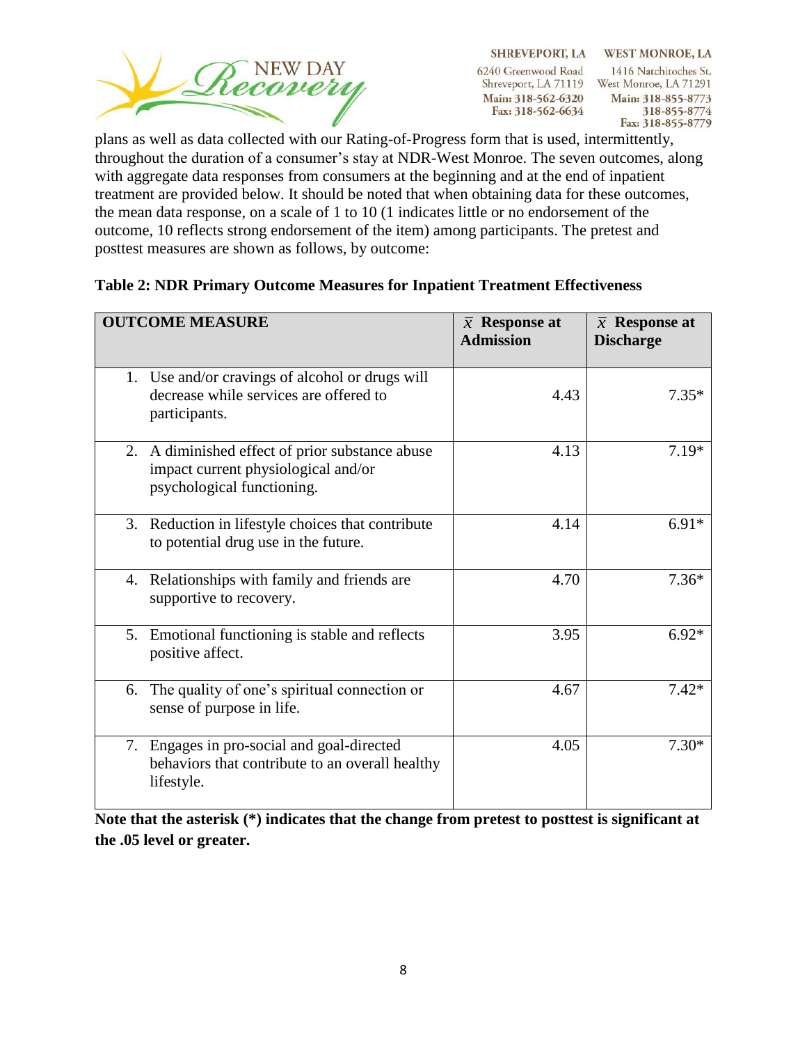plans as well as data collected with our Rating-of-Progress form that is used, intermittently, throughout the duration of a consumer's stay at NDR-West Monroe. The seven outcomes, along with aggregate data responses from consumers at the beginning and at the end of inpatient treatment are provided below. It should be noted that when obtaining data for these outcomes, the mean data response, on a scale of 1 to 10 (1 indicates little or no endorsement of the outcome, 10 reflects strong endorsement of the item) among participants. The pretest and posttest measures are shown as follows, by outcome:

**Table 2: NDR Primary Outcome Measures for Inpatient Treatment Effectiveness**

| OUTCOME MEASURE | $\bar{x}$ Response at Admission | $\bar{x}$ Response at Discharge |
|---|---|---|
| 1. Use and/or cravings of alcohol or drugs will decrease while services are offered to participants. | 4.43 | 7.35* |
| 2. A diminished effect of prior substance abuse impact current physiological and/or psychological functioning. | 4.13 | 7.19* |
| 3. Reduction in lifestyle choices that contribute to potential drug use in the future. | 4.14 | 6.91* |
| 4. Relationships with family and friends are supportive to recovery. | 4.70 | 7.36* |
| 5. Emotional functioning is stable and reflects positive affect. | 3.95 | 6.92* |
| 6. The quality of one's spiritual connection or sense of purpose in life. | 4.67 | 7.42* |
| 7. Engages in pro-social and goal-directed behaviors that contribute to an overall healthy lifestyle. | 4.05 | 7.30* |

**Note that the asterisk (*) indicates that the change from pretest to posttest is significant at the .05 level or greater.**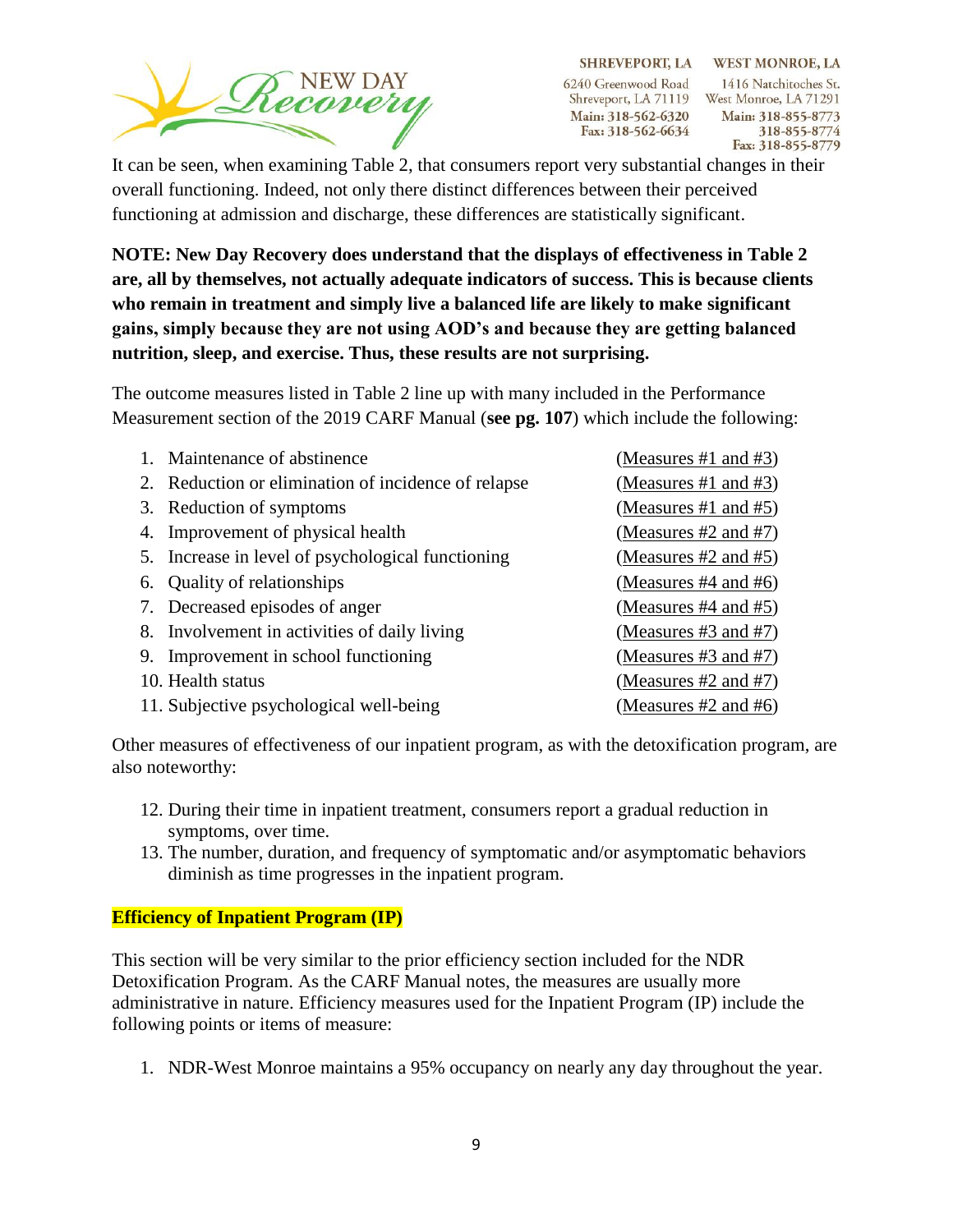It can be seen, when examining Table 2, that consumers report very substantial changes in their overall functioning. Indeed, not only there distinct differences between their perceived functioning at admission and discharge, these differences are statistically significant.

**NOTE: New Day Recovery does understand that the displays of effectiveness in Table 2 are, all by themselves, not actually adequate indicators of success. This is because clients who remain in treatment and simply live a balanced life are likely to make significant gains, simply because they are not using AOD's and because they are getting balanced nutrition, sleep, and exercise. Thus, these results are not surprising.**

The outcome measures listed in Table 2 line up with many included in the Performance Measurement section of the 2019 CARF Manual (**see pg. 107**) which include the following:

1. Maintenance of abstinence (Measures #1 and #3)
2. Reduction or elimination of incidence of relapse (Measures #1 and #3)
3. Reduction of symptoms (Measures #1 and #5)
4. Improvement of physical health (Measures #2 and #7)
5. Increase in level of psychological functioning (Measures #2 and #5)
6. Quality of relationships (Measures #4 and #6)
7. Decreased episodes of anger (Measures #4 and #5)
8. Involvement in activities of daily living (Measures #3 and #7)
9. Improvement in school functioning (Measures #3 and #7)
10. Health status (Measures #2 and #7)
11. Subjective psychological well-being (Measures #2 and #6)

Other measures of effectiveness of our inpatient program, as with the detoxification program, are also noteworthy:

12. During their time in inpatient treatment, consumers report a gradual reduction in symptoms, over time.
13. The number, duration, and frequency of symptomatic and/or asymptomatic behaviors diminish as time progresses in the inpatient program.

## Efficiency of Inpatient Program (IP)

This section will be very similar to the prior efficiency section included for the NDR Detoxification Program. As the CARF Manual notes, the measures are usually more administrative in nature. Efficiency measures used for the Inpatient Program (IP) include the following points or items of measure:

1. NDR-West Monroe maintains a 95% occupancy on nearly any day throughout the year.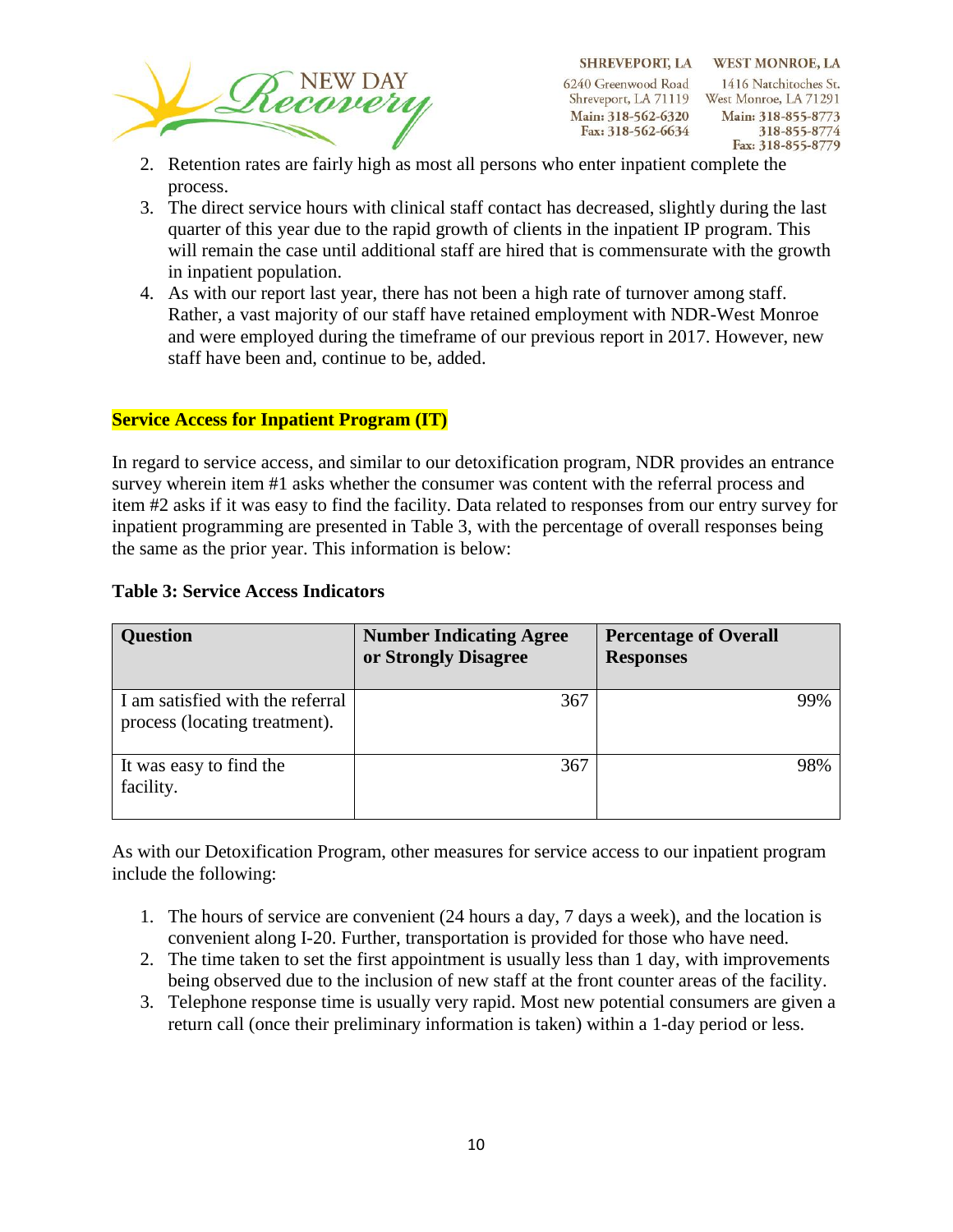2. Retention rates are fairly high as most all persons who enter inpatient complete the process.
3. The direct service hours with clinical staff contact has decreased, slightly during the last quarter of this year due to the rapid growth of clients in the inpatient IP program. This will remain the case until additional staff are hired that is commensurate with the growth in inpatient population.
4. As with our report last year, there has not been a high rate of turnover among staff. Rather, a vast majority of our staff have retained employment with NDR-West Monroe and were employed during the timeframe of our previous report in 2017. However, new staff have been and, continue to be, added.

**Service Access for Inpatient Program (IT)**

In regard to service access, and similar to our detoxification program, NDR provides an entrance survey wherein item #1 asks whether the consumer was content with the referral process and item #2 asks if it was easy to find the facility. Data related to responses from our entry survey for inpatient programming are presented in Table 3, with the percentage of overall responses being the same as the prior year. This information is below:

**Table 3: Service Access Indicators**

| Question | Number Indicating Agree or Strongly Disagree | Percentage of Overall Responses |
|---|---|---|
| I am satisfied with the referral process (locating treatment). | 367 | 99% |
| It was easy to find the facility. | 367 | 98% |

As with our Detoxification Program, other measures for service access to our inpatient program include the following:

1. The hours of service are convenient (24 hours a day, 7 days a week), and the location is convenient along I-20. Further, transportation is provided for those who have need.
2. The time taken to set the first appointment is usually less than 1 day, with improvements being observed due to the inclusion of new staff at the front counter areas of the facility.
3. Telephone response time is usually very rapid. Most new potential consumers are given a return call (once their preliminary information is taken) within a 1-day period or less.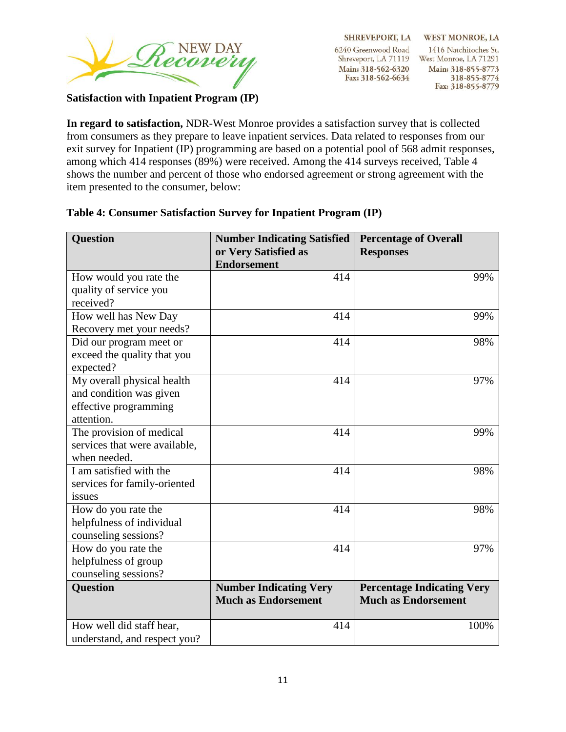**Satisfaction with Inpatient Program (IP)**

**In regard to satisfaction,** NDR-West Monroe provides a satisfaction survey that is collected from consumers as they prepare to leave inpatient services. Data related to responses from our exit survey for Inpatient (IP) programming are based on a potential pool of 568 admit responses, among which 414 responses (89%) were received. Among the 414 surveys received, Table 4 shows the number and percent of those who endorsed agreement or strong agreement with the item presented to the consumer, below:

**Table 4: Consumer Satisfaction Survey for Inpatient Program (IP)**

| Question | Number Indicating Satisfied or Very Satisfied as Endorsement | Percentage of Overall Responses |
|---|---|---|
| How would you rate the quality of service you received? | 414 | 99% |
| How well has New Day Recovery met your needs? | 414 | 99% |
| Did our program meet or exceed the quality that you expected? | 414 | 98% |
| My overall physical health and condition was given effective programming attention. | 414 | 97% |
| The provision of medical services that were available, when needed. | 414 | 99% |
| I am satisfied with the services for family-oriented issues | 414 | 98% |
| How do you rate the helpfulness of individual counseling sessions? | 414 | 98% |
| How do you rate the helpfulness of group counseling sessions? | 414 | 97% |
| **Question** | **Number Indicating Very Much as Endorsement** | **Percentage Indicating Very Much as Endorsement** |
| How well did staff hear, understand, and respect you? | 414 | 100% |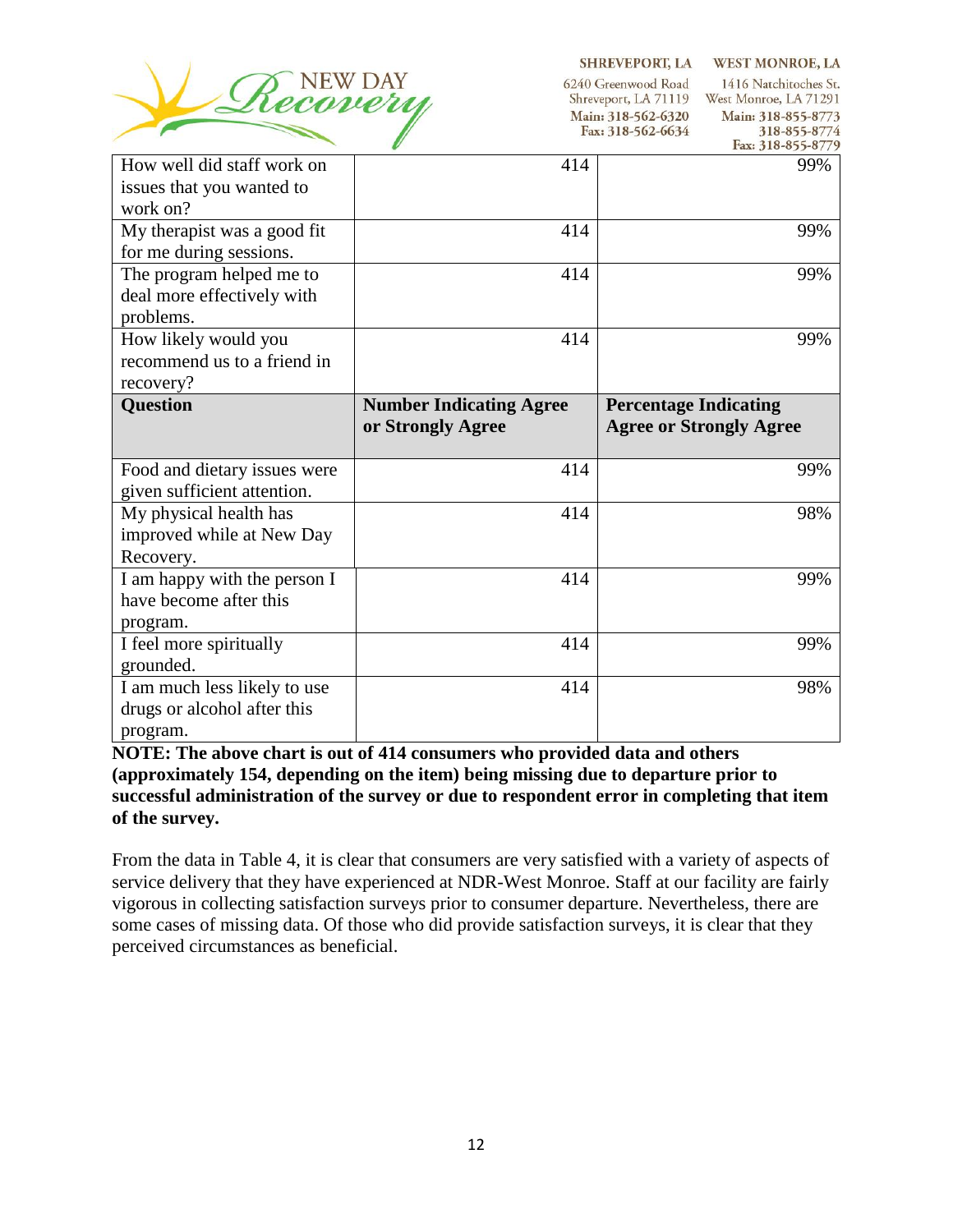| How well did staff work on issues that you wanted to work on? | 414 | 99% |
|---|---|---|
| My therapist was a good fit for me during sessions. | 414 | 99% |
| The program helped me to deal more effectively with problems. | 414 | 99% |
| How likely would you recommend us to a friend in recovery? | 414 | 99% |
| **Question** | **Number Indicating Agree or Strongly Agree** | **Percentage Indicating Agree or Strongly Agree** |
| Food and dietary issues were given sufficient attention. | 414 | 99% |
| My physical health has improved while at New Day Recovery. | 414 | 98% |
| I am happy with the person I have become after this program. | 414 | 99% |
| I feel more spiritually grounded. | 414 | 99% |
| I am much less likely to use drugs or alcohol after this program. | 414 | 98% |

**NOTE: The above chart is out of 414 consumers who provided data and others (approximately 154, depending on the item) being missing due to departure prior to successful administration of the survey or due to respondent error in completing that item of the survey.**

From the data in Table 4, it is clear that consumers are very satisfied with a variety of aspects of service delivery that they have experienced at NDR-West Monroe. Staff at our facility are fairly vigorous in collecting satisfaction surveys prior to consumer departure. Nevertheless, there are some cases of missing data. Of those who did provide satisfaction surveys, it is clear that they perceived circumstances as beneficial.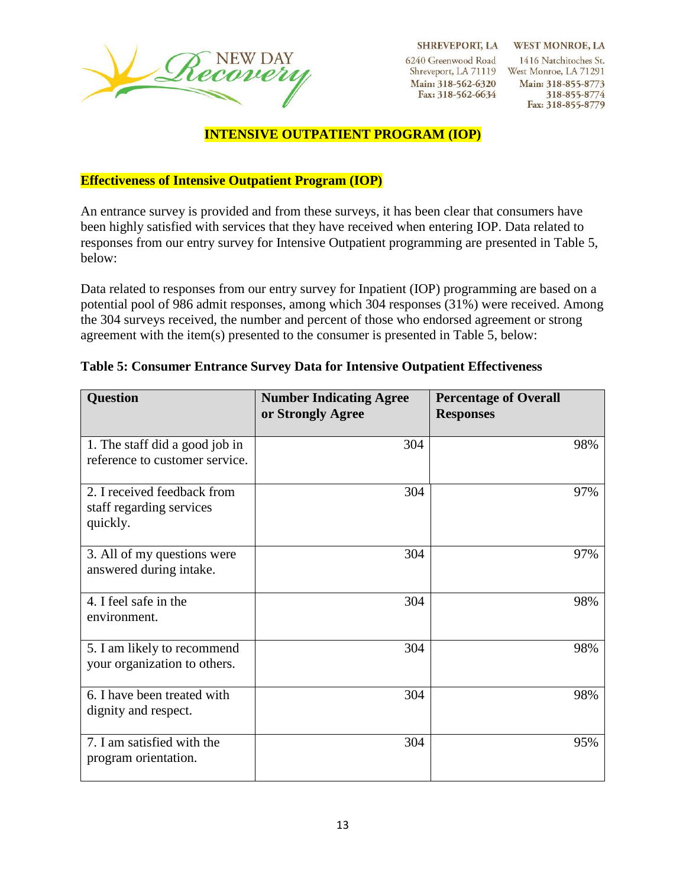# INTENSIVE OUTPATIENT PROGRAM (IOP)

## Effectiveness of Intensive Outpatient Program (IOP)

An entrance survey is provided and from these surveys, it has been clear that consumers have been highly satisfied with services that they have received when entering IOP. Data related to responses from our entry survey for Intensive Outpatient programming are presented in Table 5, below:

Data related to responses from our entry survey for Inpatient (IOP) programming are based on a potential pool of 986 admit responses, among which 304 responses (31%) were received. Among the 304 surveys received, the number and percent of those who endorsed agreement or strong agreement with the item(s) presented to the consumer is presented in Table 5, below:

**Table 5: Consumer Entrance Survey Data for Intensive Outpatient Effectiveness**

| Question | Number Indicating Agree or Strongly Agree | Percentage of Overall Responses |
|---|---:|---:|
| 1. The staff did a good job in reference to customer service. | 304 | 98% |
| 2. I received feedback from staff regarding services quickly. | 304 | 97% |
| 3. All of my questions were answered during intake. | 304 | 97% |
| 4. I feel safe in the environment. | 304 | 98% |
| 5. I am likely to recommend your organization to others. | 304 | 98% |
| 6. I have been treated with dignity and respect. | 304 | 98% |
| 7. I am satisfied with the program orientation. | 304 | 95% |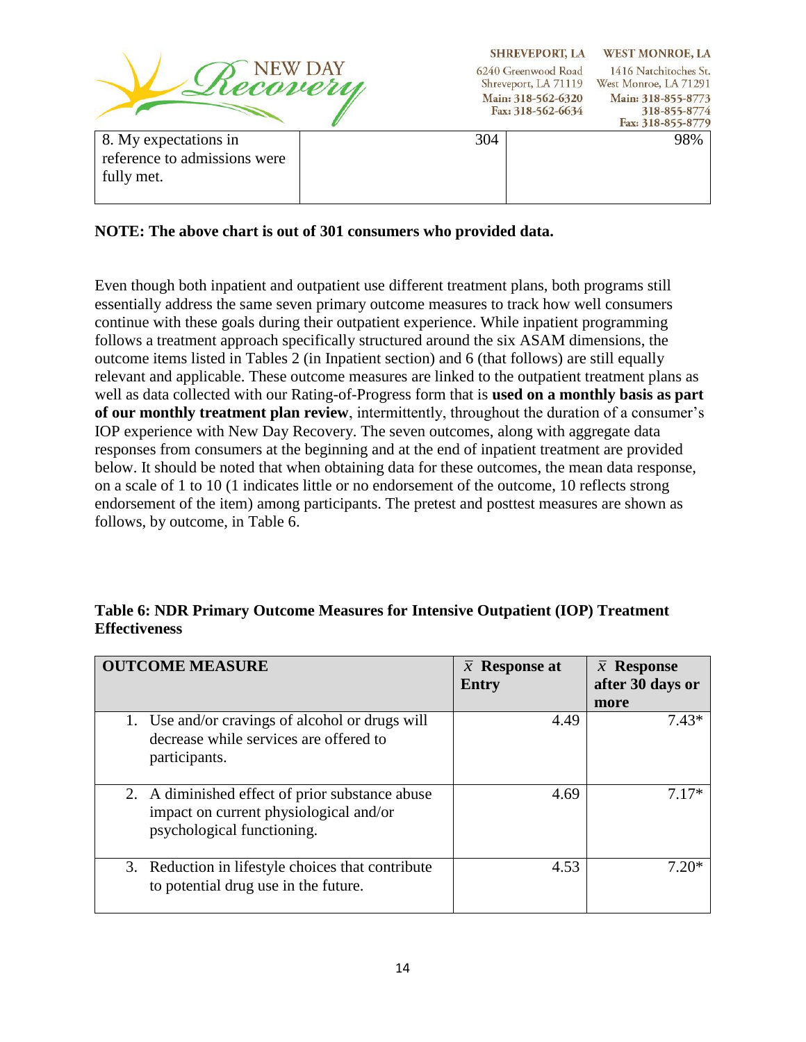| 8. My expectations in reference to admissions were fully met. | | 304 | 98% |
|---|---|---|---|

**NOTE: The above chart is out of 301 consumers who provided data.**

Even though both inpatient and outpatient use different treatment plans, both programs still essentially address the same seven primary outcome measures to track how well consumers continue with these goals during their outpatient experience. While inpatient programming follows a treatment approach specifically structured around the six ASAM dimensions, the outcome items listed in Tables 2 (in Inpatient section) and 6 (that follows) are still equally relevant and applicable. These outcome measures are linked to the outpatient treatment plans as well as data collected with our Rating-of-Progress form that is **used on a monthly basis as part of our monthly treatment plan review**, intermittently, throughout the duration of a consumer's IOP experience with New Day Recovery. The seven outcomes, along with aggregate data responses from consumers at the beginning and at the end of inpatient treatment are provided below. It should be noted that when obtaining data for these outcomes, the mean data response, on a scale of 1 to 10 (1 indicates little or no endorsement of the outcome, 10 reflects strong endorsement of the item) among participants. The pretest and posttest measures are shown as follows, by outcome, in Table 6.

**Table 6: NDR Primary Outcome Measures for Intensive Outpatient (IOP) Treatment Effectiveness**

| OUTCOME MEASURE | $\bar{x}$ Response at Entry | $\bar{x}$ Response after 30 days or more |
|---|---|---|
| 1. Use and/or cravings of alcohol or drugs will decrease while services are offered to participants. | 4.49 | 7.43* |
| 2. A diminished effect of prior substance abuse impact on current physiological and/or psychological functioning. | 4.69 | 7.17* |
| 3. Reduction in lifestyle choices that contribute to potential drug use in the future. | 4.53 | 7.20* |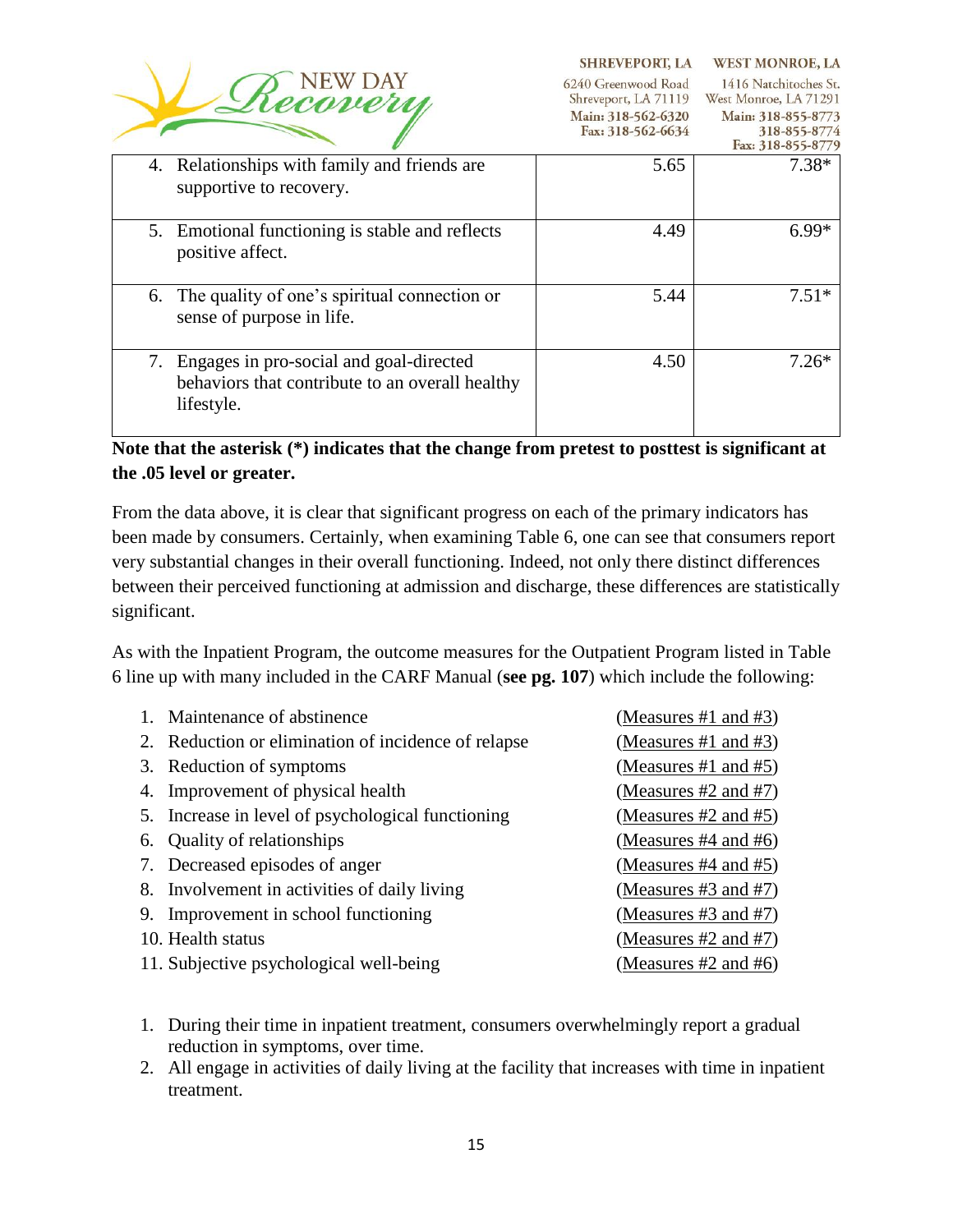| | | |
|---|---|---|
| 4. Relationships with family and friends are supportive to recovery. | 5.65 | 7.38* |
| 5. Emotional functioning is stable and reflects positive affect. | 4.49 | 6.99* |
| 6. The quality of one's spiritual connection or sense of purpose in life. | 5.44 | 7.51* |
| 7. Engages in pro-social and goal-directed behaviors that contribute to an overall healthy lifestyle. | 4.50 | 7.26* |

**Note that the asterisk (*) indicates that the change from pretest to posttest is significant at the .05 level or greater.**

From the data above, it is clear that significant progress on each of the primary indicators has been made by consumers. Certainly, when examining Table 6, one can see that consumers report very substantial changes in their overall functioning. Indeed, not only there distinct differences between their perceived functioning at admission and discharge, these differences are statistically significant.

As with the Inpatient Program, the outcome measures for the Outpatient Program listed in Table 6 line up with many included in the CARF Manual (**see pg. 107**) which include the following:

1. Maintenance of abstinence (Measures #1 and #3)
2. Reduction or elimination of incidence of relapse (Measures #1 and #3)
3. Reduction of symptoms (Measures #1 and #5)
4. Improvement of physical health (Measures #2 and #7)
5. Increase in level of psychological functioning (Measures #2 and #5)
6. Quality of relationships (Measures #4 and #6)
7. Decreased episodes of anger (Measures #4 and #5)
8. Involvement in activities of daily living (Measures #3 and #7)
9. Improvement in school functioning (Measures #3 and #7)
10. Health status (Measures #2 and #7)
11. Subjective psychological well-being (Measures #2 and #6)

1. During their time in inpatient treatment, consumers overwhelmingly report a gradual reduction in symptoms, over time.
2. All engage in activities of daily living at the facility that increases with time in inpatient treatment.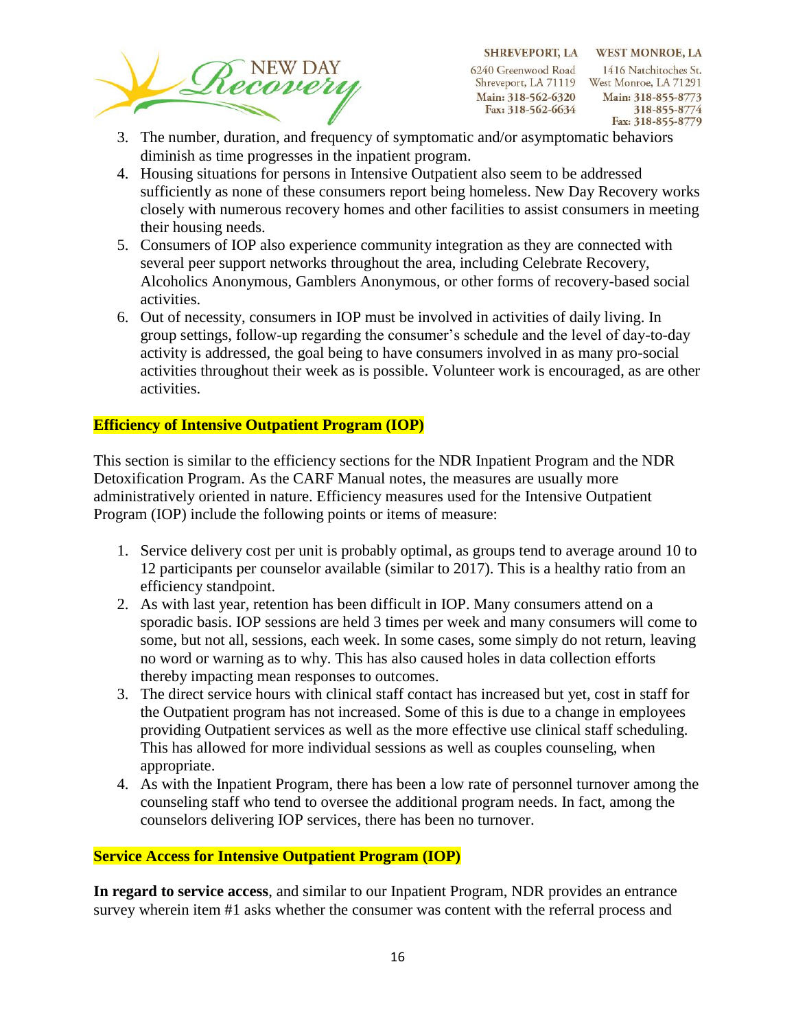3. The number, duration, and frequency of symptomatic and/or asymptomatic behaviors diminish as time progresses in the inpatient program.
4. Housing situations for persons in Intensive Outpatient also seem to be addressed sufficiently as none of these consumers report being homeless. New Day Recovery works closely with numerous recovery homes and other facilities to assist consumers in meeting their housing needs.
5. Consumers of IOP also experience community integration as they are connected with several peer support networks throughout the area, including Celebrate Recovery, Alcoholics Anonymous, Gamblers Anonymous, or other forms of recovery-based social activities.
6. Out of necessity, consumers in IOP must be involved in activities of daily living. In group settings, follow-up regarding the consumer's schedule and the level of day-to-day activity is addressed, the goal being to have consumers involved in as many pro-social activities throughout their week as is possible. Volunteer work is encouraged, as are other activities.

**Efficiency of Intensive Outpatient Program (IOP)**

This section is similar to the efficiency sections for the NDR Inpatient Program and the NDR Detoxification Program. As the CARF Manual notes, the measures are usually more administratively oriented in nature. Efficiency measures used for the Intensive Outpatient Program (IOP) include the following points or items of measure:

1. Service delivery cost per unit is probably optimal, as groups tend to average around 10 to 12 participants per counselor available (similar to 2017). This is a healthy ratio from an efficiency standpoint.
2. As with last year, retention has been difficult in IOP. Many consumers attend on a sporadic basis. IOP sessions are held 3 times per week and many consumers will come to some, but not all, sessions, each week. In some cases, some simply do not return, leaving no word or warning as to why. This has also caused holes in data collection efforts thereby impacting mean responses to outcomes.
3. The direct service hours with clinical staff contact has increased but yet, cost in staff for the Outpatient program has not increased. Some of this is due to a change in employees providing Outpatient services as well as the more effective use clinical staff scheduling. This has allowed for more individual sessions as well as couples counseling, when appropriate.
4. As with the Inpatient Program, there has been a low rate of personnel turnover among the counseling staff who tend to oversee the additional program needs. In fact, among the counselors delivering IOP services, there has been no turnover.

**Service Access for Intensive Outpatient Program (IOP)**

**In regard to service access**, and similar to our Inpatient Program, NDR provides an entrance survey wherein item #1 asks whether the consumer was content with the referral process and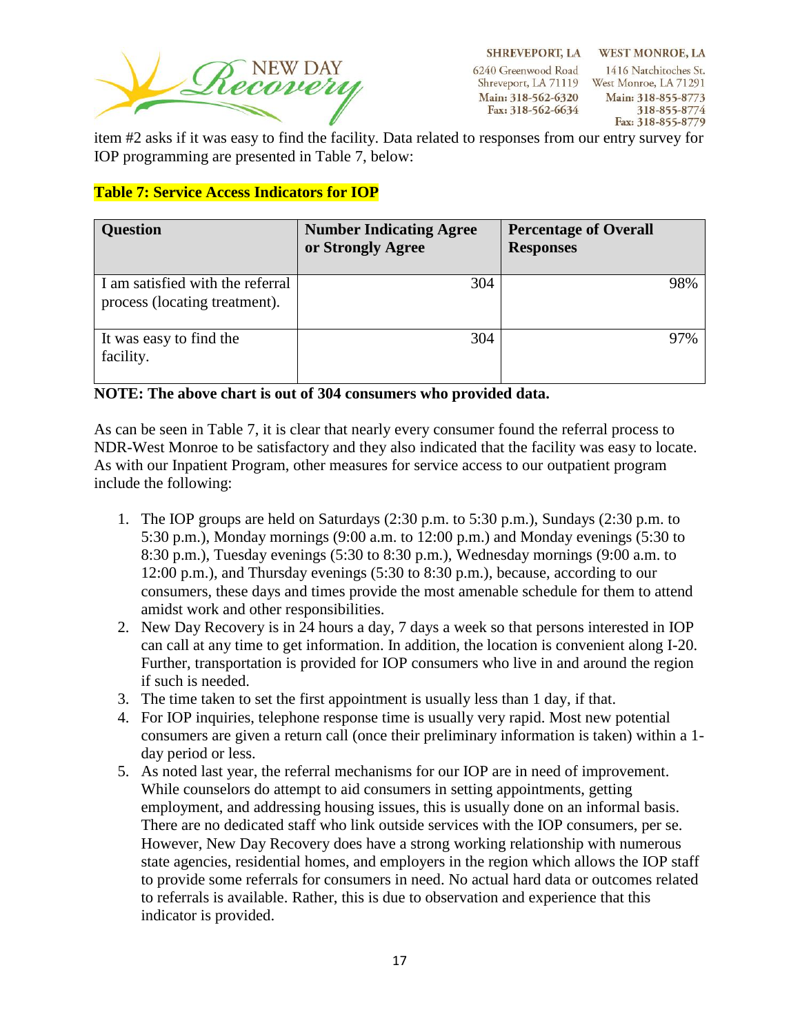item #2 asks if it was easy to find the facility. Data related to responses from our entry survey for IOP programming are presented in Table 7, below:

**Table 7: Service Access Indicators for IOP**

| Question | Number Indicating Agree or Strongly Agree | Percentage of Overall Responses |
|---|---|---|
| I am satisfied with the referral process (locating treatment). | 304 | 98% |
| It was easy to find the facility. | 304 | 97% |

**NOTE: The above chart is out of 304 consumers who provided data.**

As can be seen in Table 7, it is clear that nearly every consumer found the referral process to NDR-West Monroe to be satisfactory and they also indicated that the facility was easy to locate. As with our Inpatient Program, other measures for service access to our outpatient program include the following:

1. The IOP groups are held on Saturdays (2:30 p.m. to 5:30 p.m.), Sundays (2:30 p.m. to 5:30 p.m.), Monday mornings (9:00 a.m. to 12:00 p.m.) and Monday evenings (5:30 to 8:30 p.m.), Tuesday evenings (5:30 to 8:30 p.m.), Wednesday mornings (9:00 a.m. to 12:00 p.m.), and Thursday evenings (5:30 to 8:30 p.m.), because, according to our consumers, these days and times provide the most amenable schedule for them to attend amidst work and other responsibilities.
2. New Day Recovery is in 24 hours a day, 7 days a week so that persons interested in IOP can call at any time to get information. In addition, the location is convenient along I-20. Further, transportation is provided for IOP consumers who live in and around the region if such is needed.
3. The time taken to set the first appointment is usually less than 1 day, if that.
4. For IOP inquiries, telephone response time is usually very rapid. Most new potential consumers are given a return call (once their preliminary information is taken) within a 1-day period or less.
5. As noted last year, the referral mechanisms for our IOP are in need of improvement. While counselors do attempt to aid consumers in setting appointments, getting employment, and addressing housing issues, this is usually done on an informal basis. There are no dedicated staff who link outside services with the IOP consumers, per se. However, New Day Recovery does have a strong working relationship with numerous state agencies, residential homes, and employers in the region which allows the IOP staff to provide some referrals for consumers in need. No actual hard data or outcomes related to referrals is available. Rather, this is due to observation and experience that this indicator is provided.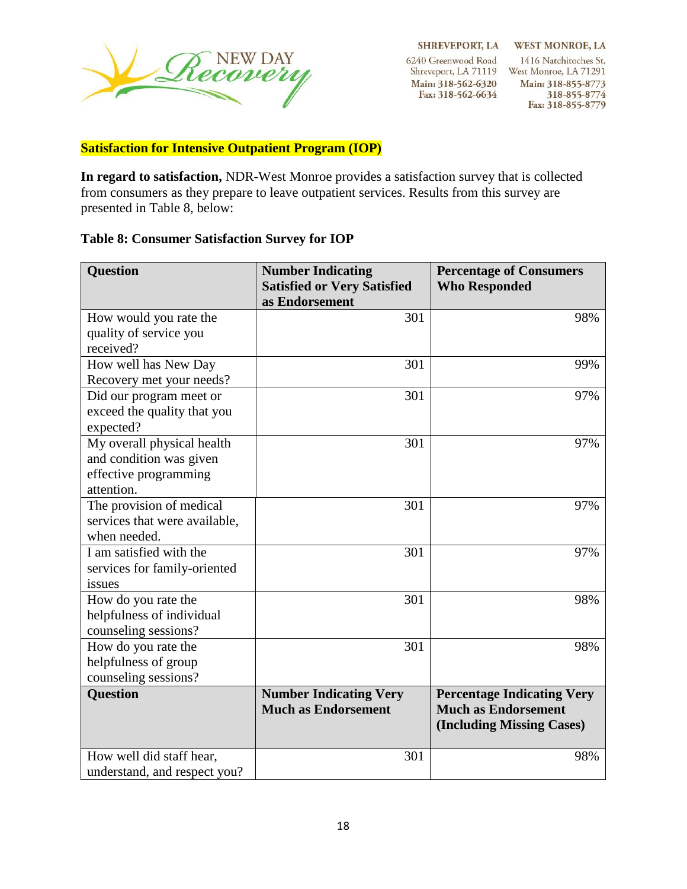**Satisfaction for Intensive Outpatient Program (IOP)**

**In regard to satisfaction,** NDR-West Monroe provides a satisfaction survey that is collected from consumers as they prepare to leave outpatient services. Results from this survey are presented in Table 8, below:

**Table 8: Consumer Satisfaction Survey for IOP**

| Question | Number Indicating Satisfied or Very Satisfied as Endorsement | Percentage of Consumers Who Responded |
|---|---|---|
| How would you rate the quality of service you received? | 301 | 98% |
| How well has New Day Recovery met your needs? | 301 | 99% |
| Did our program meet or exceed the quality that you expected? | 301 | 97% |
| My overall physical health and condition was given effective programming attention. | 301 | 97% |
| The provision of medical services that were available, when needed. | 301 | 97% |
| I am satisfied with the services for family-oriented issues | 301 | 97% |
| How do you rate the helpfulness of individual counseling sessions? | 301 | 98% |
| How do you rate the helpfulness of group counseling sessions? | 301 | 98% |
| **Question** | **Number Indicating Very Much as Endorsement** | **Percentage Indicating Very Much as Endorsement (Including Missing Cases)** |
| How well did staff hear, understand, and respect you? | 301 | 98% |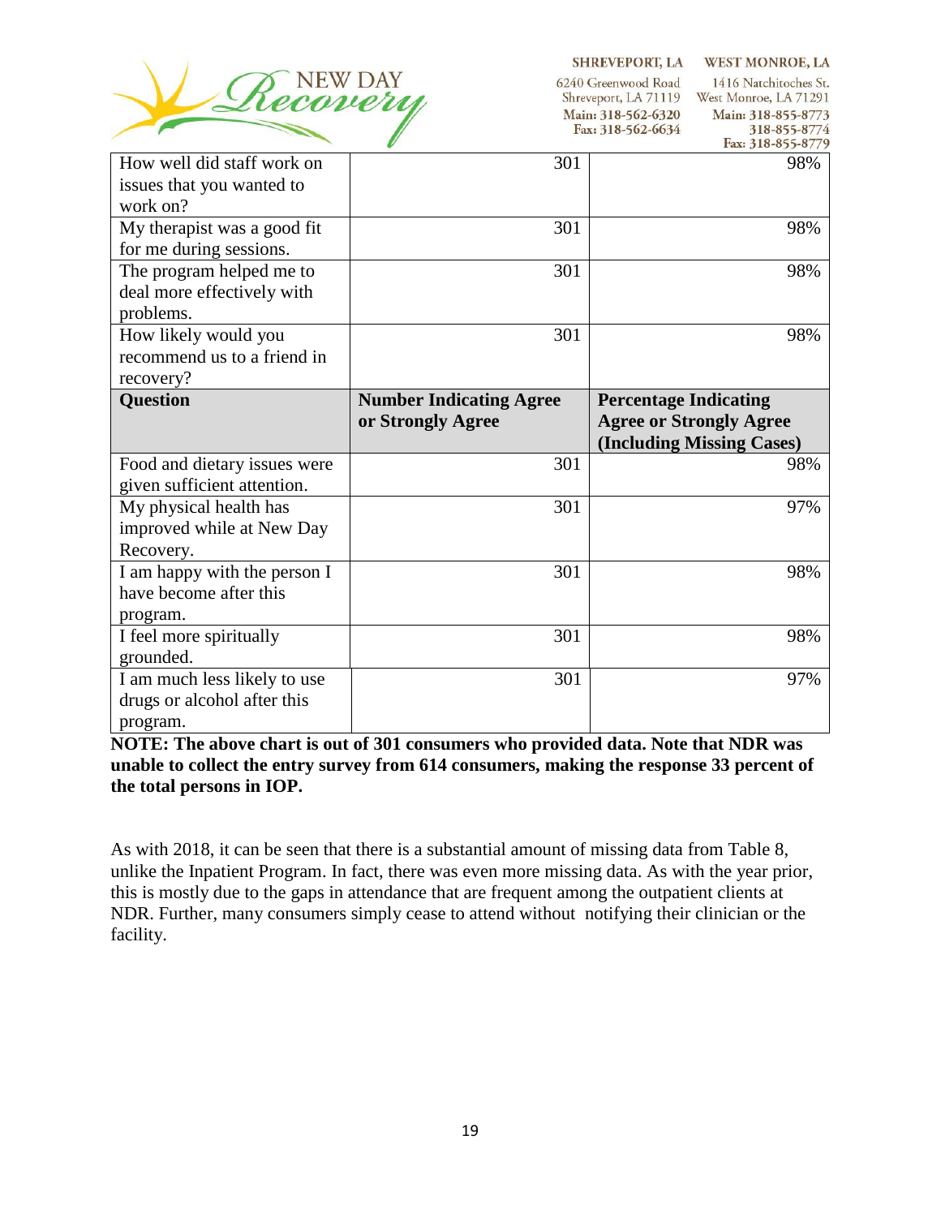| How well did staff work on issues that you wanted to work on? | 301 | 98% |
| --- | --- | --- |
| My therapist was a good fit for me during sessions. | 301 | 98% |
| The program helped me to deal more effectively with problems. | 301 | 98% |
| How likely would you recommend us to a friend in recovery? | 301 | 98% |
| **Question** | **Number Indicating Agree or Strongly Agree** | **Percentage Indicating Agree or Strongly Agree (Including Missing Cases)** |
| Food and dietary issues were given sufficient attention. | 301 | 98% |
| My physical health has improved while at New Day Recovery. | 301 | 97% |
| I am happy with the person I have become after this program. | 301 | 98% |
| I feel more spiritually grounded. | 301 | 98% |
| I am much less likely to use drugs or alcohol after this program. | 301 | 97% |

**NOTE: The above chart is out of 301 consumers who provided data. Note that NDR was unable to collect the entry survey from 614 consumers, making the response 33 percent of the total persons in IOP.**

As with 2018, it can be seen that there is a substantial amount of missing data from Table 8, unlike the Inpatient Program. In fact, there was even more missing data. As with the year prior, this is mostly due to the gaps in attendance that are frequent among the outpatient clients at NDR. Further, many consumers simply cease to attend without notifying their clinician or the facility.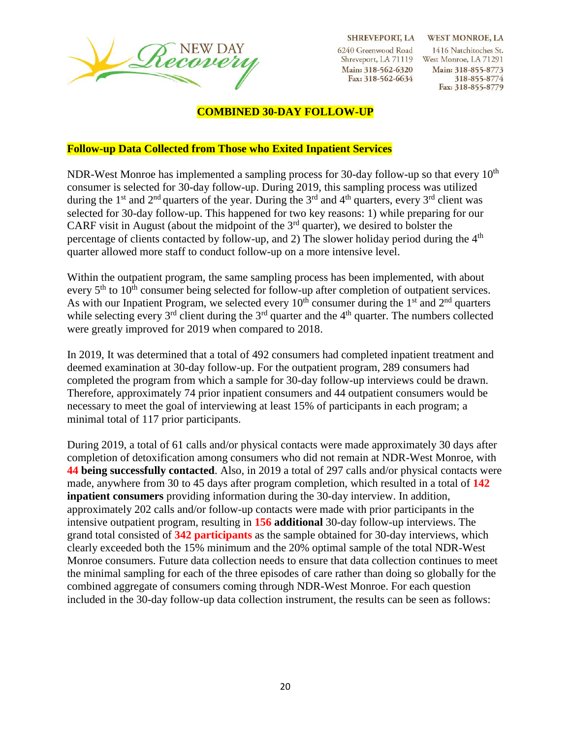## COMBINED 30-DAY FOLLOW-UP

### Follow-up Data Collected from Those who Exited Inpatient Services

NDR-West Monroe has implemented a sampling process for 30-day follow-up so that every 10th consumer is selected for 30-day follow-up. During 2019, this sampling process was utilized during the 1st and 2nd quarters of the year. During the 3rd and 4th quarters, every 3rd client was selected for 30-day follow-up. This happened for two key reasons: 1) while preparing for our CARF visit in August (about the midpoint of the 3rd quarter), we desired to bolster the percentage of clients contacted by follow-up, and 2) The slower holiday period during the 4th quarter allowed more staff to conduct follow-up on a more intensive level.

Within the outpatient program, the same sampling process has been implemented, with about every 5th to 10th consumer being selected for follow-up after completion of outpatient services. As with our Inpatient Program, we selected every 10th consumer during the 1st and 2nd quarters while selecting every 3rd client during the 3rd quarter and the 4th quarter. The numbers collected were greatly improved for 2019 when compared to 2018.

In 2019, It was determined that a total of 492 consumers had completed inpatient treatment and deemed examination at 30-day follow-up. For the outpatient program, 289 consumers had completed the program from which a sample for 30-day follow-up interviews could be drawn. Therefore, approximately 74 prior inpatient consumers and 44 outpatient consumers would be necessary to meet the goal of interviewing at least 15% of participants in each program; a minimal total of 117 prior participants.

During 2019, a total of 61 calls and/or physical contacts were made approximately 30 days after completion of detoxification among consumers who did not remain at NDR-West Monroe, with **44 being successfully contacted**. Also, in 2019 a total of 297 calls and/or physical contacts were made, anywhere from 30 to 45 days after program completion, which resulted in a total of **142 inpatient consumers** providing information during the 30-day interview. In addition, approximately 202 calls and/or follow-up contacts were made with prior participants in the intensive outpatient program, resulting in **156 additional** 30-day follow-up interviews. The grand total consisted of **342 participants** as the sample obtained for 30-day interviews, which clearly exceeded both the 15% minimum and the 20% optimal sample of the total NDR-West Monroe consumers. Future data collection needs to ensure that data collection continues to meet the minimal sampling for each of the three episodes of care rather than doing so globally for the combined aggregate of consumers coming through NDR-West Monroe. For each question included in the 30-day follow-up data collection instrument, the results can be seen as follows: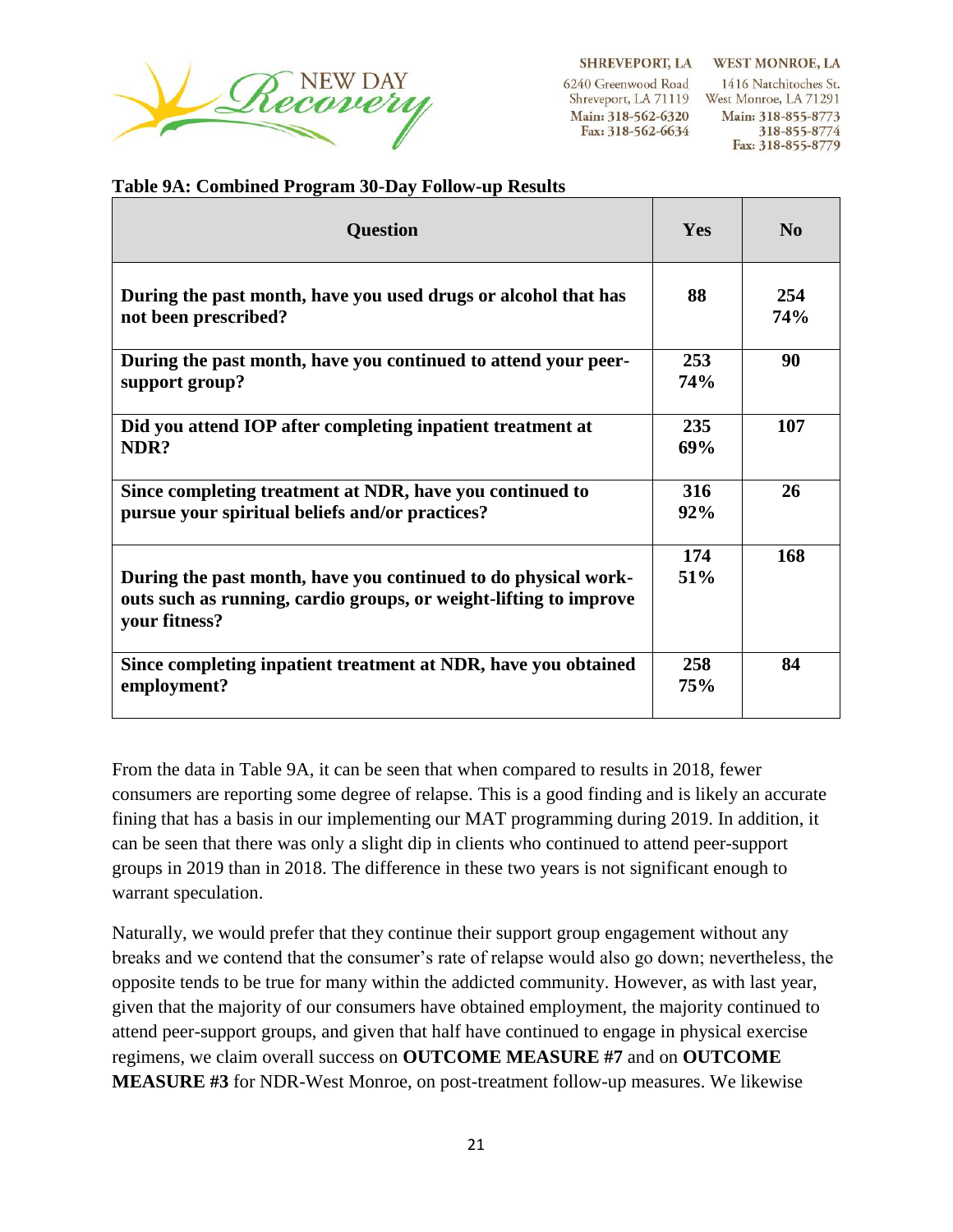**Table 9A: Combined Program 30-Day Follow-up Results**

| Question | Yes | No |
|---|---|---|
| During the past month, have you used drugs or alcohol that has not been prescribed? | 88 | 254<br>74% |
| During the past month, have you continued to attend your peer-support group? | 253<br>74% | 90 |
| Did you attend IOP after completing inpatient treatment at NDR? | 235<br>69% | 107 |
| Since completing treatment at NDR, have you continued to pursue your spiritual beliefs and/or practices? | 316<br>92% | 26 |
| During the past month, have you continued to do physical work-outs such as running, cardio groups, or weight-lifting to improve your fitness? | 174<br>51% | 168 |
| Since completing inpatient treatment at NDR, have you obtained employment? | 258<br>75% | 84 |

From the data in Table 9A, it can be seen that when compared to results in 2018, fewer consumers are reporting some degree of relapse. This is a good finding and is likely an accurate fining that has a basis in our implementing our MAT programming during 2019. In addition, it can be seen that there was only a slight dip in clients who continued to attend peer-support groups in 2019 than in 2018. The difference in these two years is not significant enough to warrant speculation.

Naturally, we would prefer that they continue their support group engagement without any breaks and we contend that the consumer's rate of relapse would also go down; nevertheless, the opposite tends to be true for many within the addicted community. However, as with last year, given that the majority of our consumers have obtained employment, the majority continued to attend peer-support groups, and given that half have continued to engage in physical exercise regimens, we claim overall success on **OUTCOME MEASURE #7** and on **OUTCOME MEASURE #3** for NDR-West Monroe, on post-treatment follow-up measures. We likewise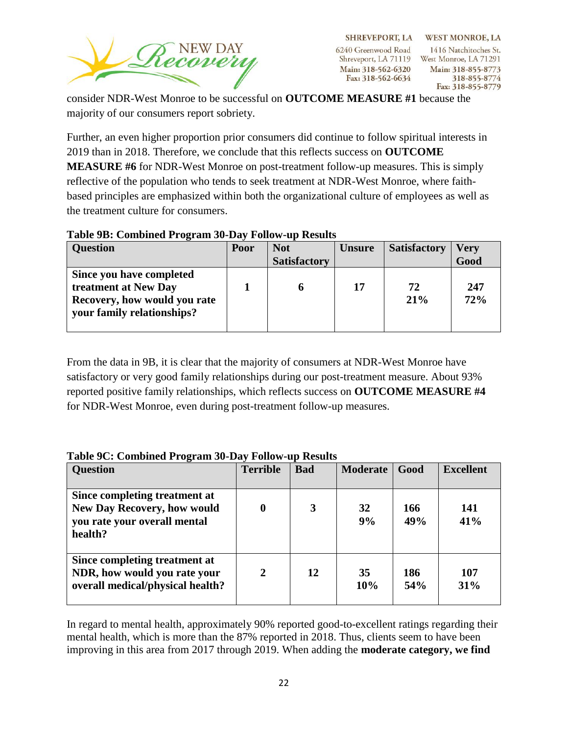consider NDR-West Monroe to be successful on **OUTCOME MEASURE #1** because the majority of our consumers report sobriety.

Further, an even higher proportion prior consumers did continue to follow spiritual interests in 2019 than in 2018. Therefore, we conclude that this reflects success on **OUTCOME MEASURE #6** for NDR-West Monroe on post-treatment follow-up measures. This is simply reflective of the population who tends to seek treatment at NDR-West Monroe, where faith-based principles are emphasized within both the organizational culture of employees as well as the treatment culture for consumers.

**Table 9B: Combined Program 30-Day Follow-up Results**

| Question | Poor | Not Satisfactory | Unsure | Satisfactory | Very Good |
|---|---|---|---|---|---|
| **Since you have completed treatment at New Day Recovery, how would you rate your family relationships?** | **1** | **6** | **17** | **72** **21%** | **247** **72%** |

From the data in 9B, it is clear that the majority of consumers at NDR-West Monroe have satisfactory or very good family relationships during our post-treatment measure. About 93% reported positive family relationships, which reflects success on **OUTCOME MEASURE #4** for NDR-West Monroe, even during post-treatment follow-up measures.

**Table 9C: Combined Program 30-Day Follow-up Results**

| Question | Terrible | Bad | Moderate | Good | Excellent |
|---|---|---|---|---|---|
| **Since completing treatment at New Day Recovery, how would you rate your overall mental health?** | **0** | **3** | **32** **9%** | **166** **49%** | **141** **41%** |
| **Since completing treatment at NDR, how would you rate your overall medical/physical health?** | **2** | **12** | **35** **10%** | **186** **54%** | **107** **31%** |

In regard to mental health, approximately 90% reported good-to-excellent ratings regarding their mental health, which is more than the 87% reported in 2018. Thus, clients seem to have been improving in this area from 2017 through 2019. When adding the **moderate category, we find**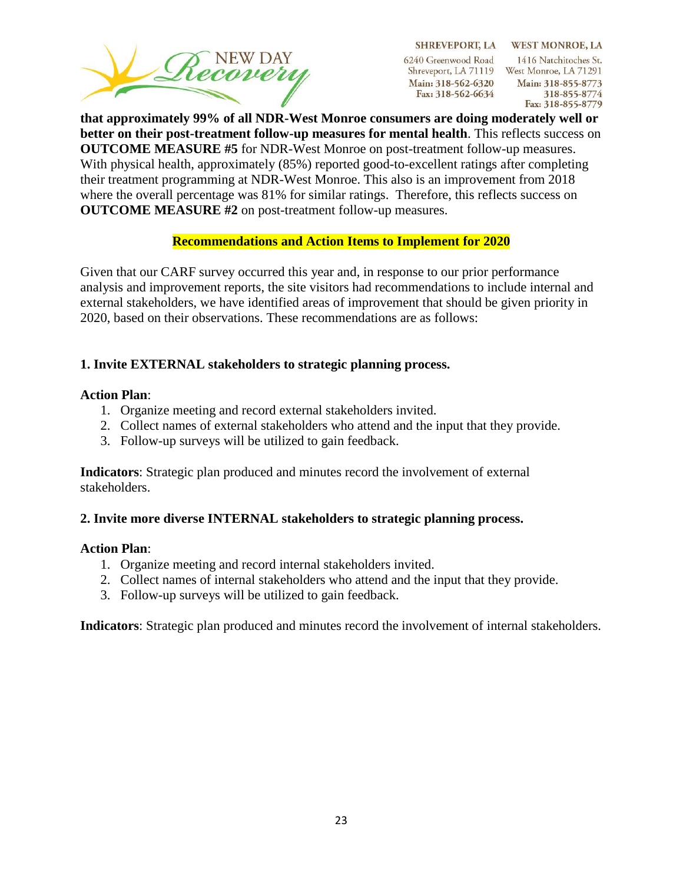**that approximately 99% of all NDR-West Monroe consumers are doing moderately well or better on their post-treatment follow-up measures for mental health**. This reflects success on **OUTCOME MEASURE #5** for NDR-West Monroe on post-treatment follow-up measures. With physical health, approximately (85%) reported good-to-excellent ratings after completing their treatment programming at NDR-West Monroe. This also is an improvement from 2018 where the overall percentage was 81% for similar ratings. Therefore, this reflects success on **OUTCOME MEASURE #2** on post-treatment follow-up measures.

## Recommendations and Action Items to Implement for 2020

Given that our CARF survey occurred this year and, in response to our prior performance analysis and improvement reports, the site visitors had recommendations to include internal and external stakeholders, we have identified areas of improvement that should be given priority in 2020, based on their observations. These recommendations are as follows:

### 1. Invite EXTERNAL stakeholders to strategic planning process.

**Action Plan**:

1. Organize meeting and record external stakeholders invited.
2. Collect names of external stakeholders who attend and the input that they provide.
3. Follow-up surveys will be utilized to gain feedback.

**Indicators**: Strategic plan produced and minutes record the involvement of external stakeholders.

### 2. Invite more diverse INTERNAL stakeholders to strategic planning process.

**Action Plan**:

1. Organize meeting and record internal stakeholders invited.
2. Collect names of internal stakeholders who attend and the input that they provide.
3. Follow-up surveys will be utilized to gain feedback.

**Indicators**: Strategic plan produced and minutes record the involvement of internal stakeholders.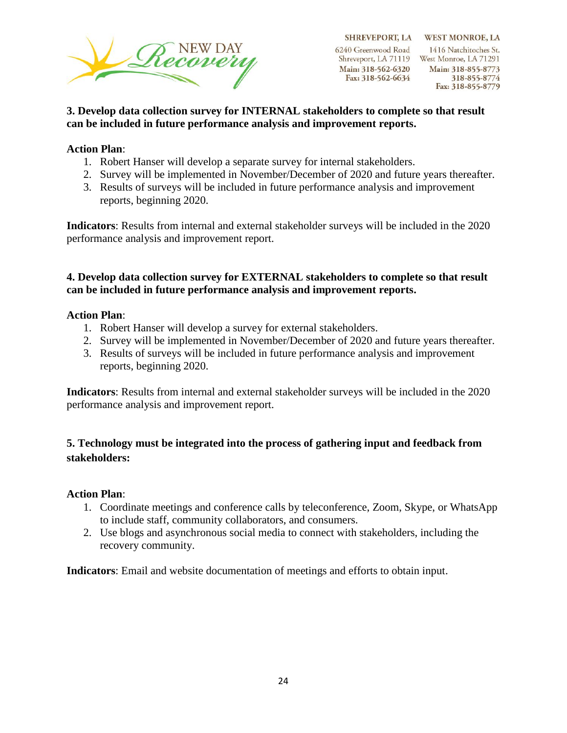**3. Develop data collection survey for INTERNAL stakeholders to complete so that result can be included in future performance analysis and improvement reports.**

**Action Plan**:

1. Robert Hanser will develop a separate survey for internal stakeholders.
2. Survey will be implemented in November/December of 2020 and future years thereafter.
3. Results of surveys will be included in future performance analysis and improvement reports, beginning 2020.

**Indicators**: Results from internal and external stakeholder surveys will be included in the 2020 performance analysis and improvement report.

**4. Develop data collection survey for EXTERNAL stakeholders to complete so that result can be included in future performance analysis and improvement reports.**

**Action Plan**:

1. Robert Hanser will develop a survey for external stakeholders.
2. Survey will be implemented in November/December of 2020 and future years thereafter.
3. Results of surveys will be included in future performance analysis and improvement reports, beginning 2020.

**Indicators**: Results from internal and external stakeholder surveys will be included in the 2020 performance analysis and improvement report.

**5. Technology must be integrated into the process of gathering input and feedback from stakeholders:**

**Action Plan**:

1. Coordinate meetings and conference calls by teleconference, Zoom, Skype, or WhatsApp to include staff, community collaborators, and consumers.
2. Use blogs and asynchronous social media to connect with stakeholders, including the recovery community.

**Indicators**: Email and website documentation of meetings and efforts to obtain input.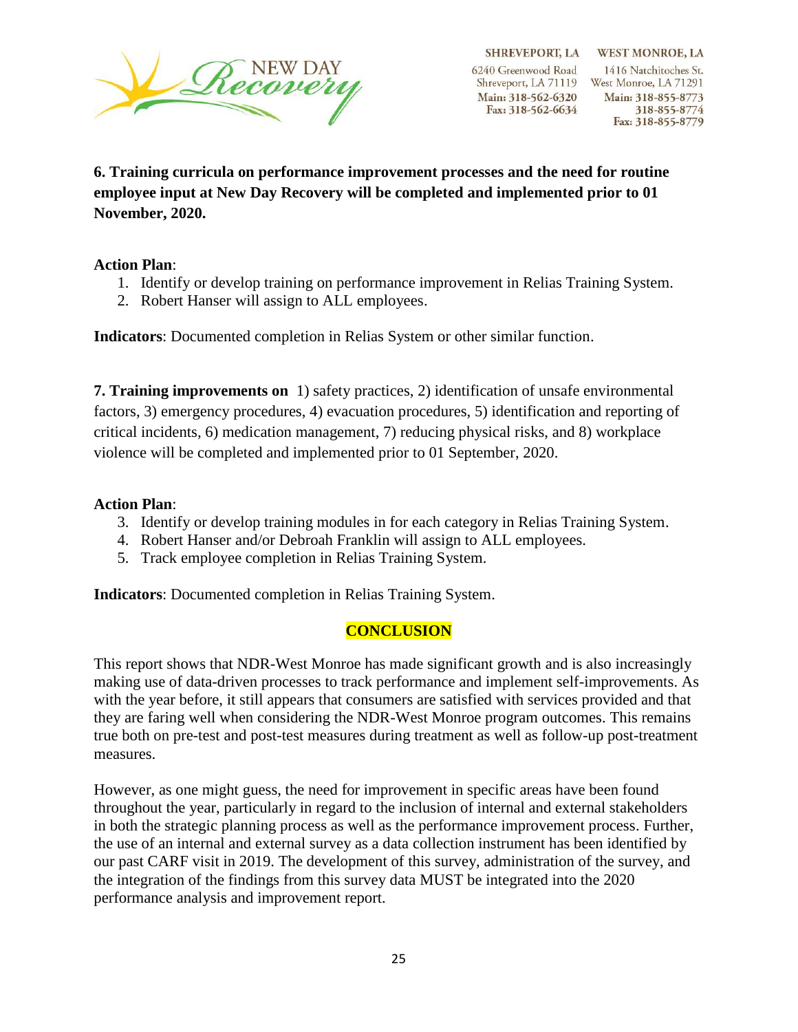**6. Training curricula on performance improvement processes and the need for routine employee input at New Day Recovery will be completed and implemented prior to 01 November, 2020.**

**Action Plan**:

1. Identify or develop training on performance improvement in Relias Training System.
2. Robert Hanser will assign to ALL employees.

**Indicators**: Documented completion in Relias System or other similar function.

**7. Training improvements on** 1) safety practices, 2) identification of unsafe environmental factors, 3) emergency procedures, 4) evacuation procedures, 5) identification and reporting of critical incidents, 6) medication management, 7) reducing physical risks, and 8) workplace violence will be completed and implemented prior to 01 September, 2020.

**Action Plan**:

3. Identify or develop training modules in for each category in Relias Training System.
4. Robert Hanser and/or Debroah Franklin will assign to ALL employees.
5. Track employee completion in Relias Training System.

**Indicators**: Documented completion in Relias Training System.

## CONCLUSION

This report shows that NDR-West Monroe has made significant growth and is also increasingly making use of data-driven processes to track performance and implement self-improvements. As with the year before, it still appears that consumers are satisfied with services provided and that they are faring well when considering the NDR-West Monroe program outcomes. This remains true both on pre-test and post-test measures during treatment as well as follow-up post-treatment measures.

However, as one might guess, the need for improvement in specific areas have been found throughout the year, particularly in regard to the inclusion of internal and external stakeholders in both the strategic planning process as well as the performance improvement process. Further, the use of an internal and external survey as a data collection instrument has been identified by our past CARF visit in 2019. The development of this survey, administration of the survey, and the integration of the findings from this survey data MUST be integrated into the 2020 performance analysis and improvement report.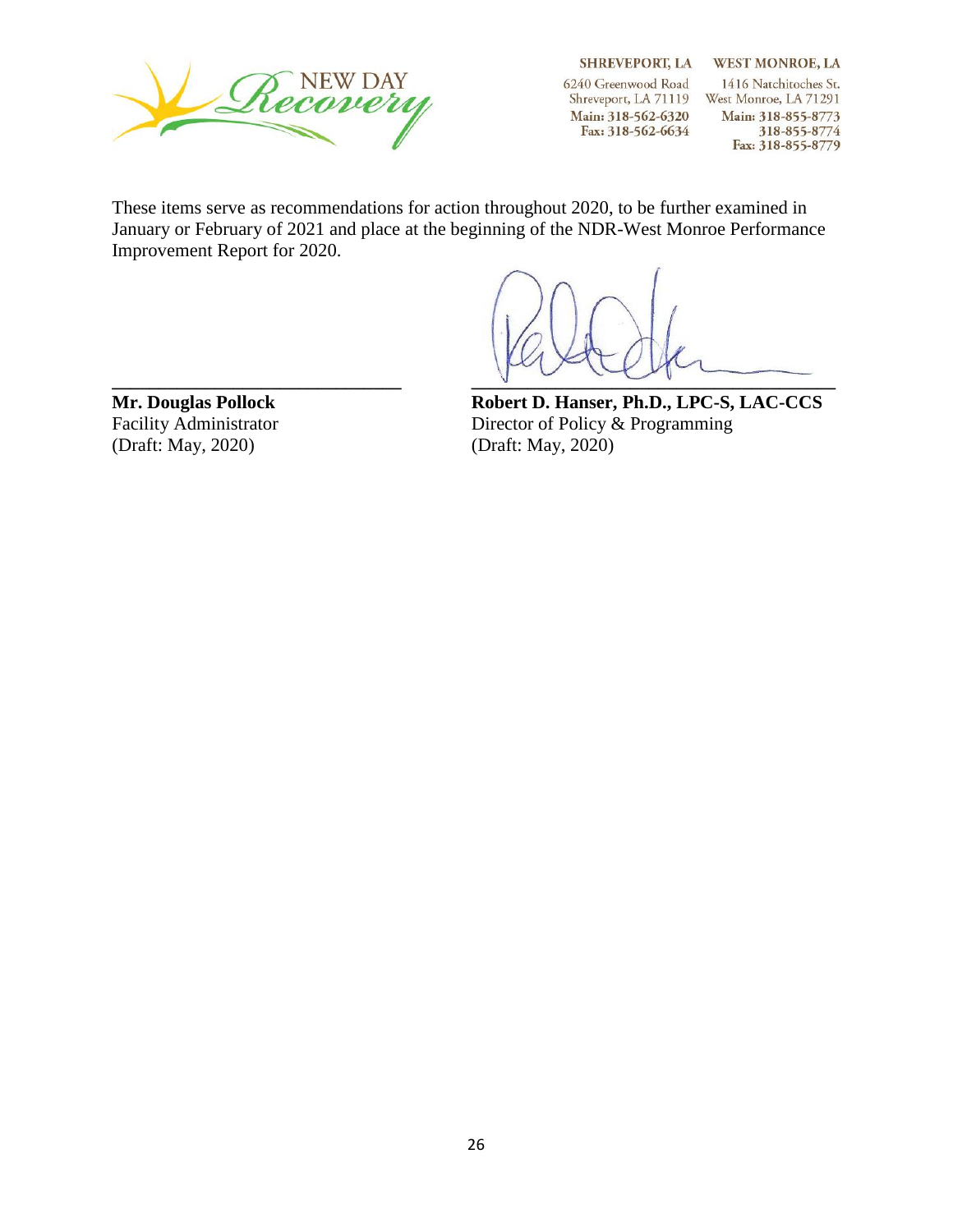NEW DAY Recovery

**SHREVEPORT, LA**
6240 Greenwood Road
Shreveport, LA 71119
Main: 318-562-6320
Fax: 318-562-6634

**WEST MONROE, LA**
1416 Natchitoches St.
West Monroe, LA 71291
Main: 318-855-8773
318-855-8774
Fax: 318-855-8779

These items serve as recommendations for action throughout 2020, to be further examined in January or February of 2021 and place at the beginning of the NDR-West Monroe Performance Improvement Report for 2020.

| | |
|---|---|
| \_\_\_\_\_\_\_\_\_\_\_\_\_\_\_\_\_\_\_\_\_\_\_\_\_\_\_\_\_\_ | \_\_\_\_\_\_\_\_\_\_\_\_\_\_\_\_\_\_\_\_\_\_\_\_\_\_\_\_\_\_\_\_\_\_\_\_\_\_ |
| **Mr. Douglas Pollock** | **Robert D. Hanser, Ph.D., LPC-S, LAC-CCS** |
| Facility Administrator | Director of Policy & Programming |
| (Draft: May, 2020) | (Draft: May, 2020) |